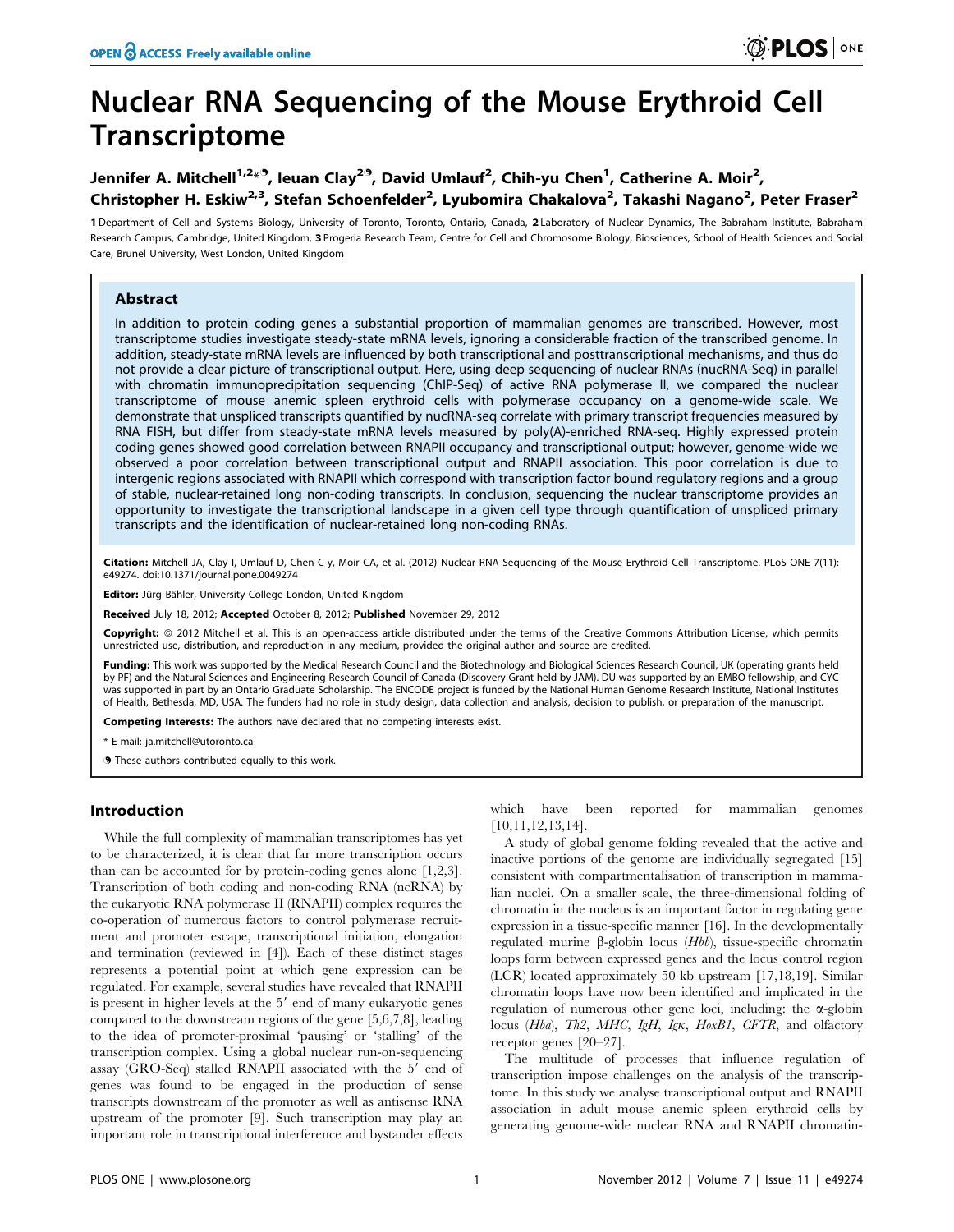# Nuclear RNA Sequencing of the Mouse Erythroid Cell Transcriptome

**Jennifer A. Mitchell[1,2*¶], Ieuan Clay[2¶], David Umlauf[2], Chih-yu Chen[1], Catherine A. Moir[2], Christopher H. Eskiw[2,3], Stefan Schoenfelder[2], Lyubomira Chakalova[2], Takashi Nagano[2], Peter Fraser[2]**

**1** Department of Cell and Systems Biology, University of Toronto, Toronto, Ontario, Canada, **2** Laboratory of Nuclear Dynamics, The Babraham Institute, Babraham Research Campus, Cambridge, United Kingdom, **3** Progeria Research Team, Centre for Cell and Chromosome Biology, Biosciences, School of Health Sciences and Social Care, Brunel University, West London, United Kingdom

## Abstract

In addition to protein coding genes a substantial proportion of mammalian genomes are transcribed. However, most transcriptome studies investigate steady-state mRNA levels, ignoring a considerable fraction of the transcribed genome. In addition, steady-state mRNA levels are influenced by both transcriptional and posttranscriptional mechanisms, and thus do not provide a clear picture of transcriptional output. Here, using deep sequencing of nuclear RNAs (nucRNA-Seq) in parallel with chromatin immunoprecipitation sequencing (ChIP-Seq) of active RNA polymerase II, we compared the nuclear transcriptome of mouse anemic spleen erythroid cells with polymerase occupancy on a genome-wide scale. We demonstrate that unspliced transcripts quantified by nucRNA-seq correlate with primary transcript frequencies measured by RNA FISH, but differ from steady-state mRNA levels measured by poly(A)-enriched RNA-seq. Highly expressed protein coding genes showed good correlation between RNAPII occupancy and transcriptional output; however, genome-wide we observed a poor correlation between transcriptional output and RNAPII association. This poor correlation is due to intergenic regions associated with RNAPII which correspond with transcription factor bound regulatory regions and a group of stable, nuclear-retained long non-coding transcripts. In conclusion, sequencing the nuclear transcriptome provides an opportunity to investigate the transcriptional landscape in a given cell type through quantification of unspliced primary transcripts and the identification of nuclear-retained long non-coding RNAs.

**Citation:** Mitchell JA, Clay I, Umlauf D, Chen C-y, Moir CA, et al. (2012) Nuclear RNA Sequencing of the Mouse Erythroid Cell Transcriptome. PLoS ONE 7(11): e49274. doi:10.1371/journal.pone.0049274

**Editor:** Jürg Bähler, University College London, United Kingdom

**Received** July 18, 2012; **Accepted** October 8, 2012; **Published** November 29, 2012

**Copyright:** © 2012 Mitchell et al. This is an open-access article distributed under the terms of the Creative Commons Attribution License, which permits unrestricted use, distribution, and reproduction in any medium, provided the original author and source are credited.

**Funding:** This work was supported by the Medical Research Council and the Biotechnology and Biological Sciences Research Council, UK (operating grants held by PF) and the Natural Sciences and Engineering Research Council of Canada (Discovery Grant held by JAM). DU was supported by an EMBO fellowship, and CYC was supported in part by an Ontario Graduate Scholarship. The ENCODE project is funded by the National Human Genome Research Institute, National Institutes of Health, Bethesda, MD, USA. The funders had no role in study design, data collection and analysis, decision to publish, or preparation of the manuscript.

**Competing Interests:** The authors have declared that no competing interests exist.

\* E-mail: ja.mitchell@utoronto.ca

¶ These authors contributed equally to this work.

## Introduction

While the full complexity of mammalian transcriptomes has yet to be characterized, it is clear that far more transcription occurs than can be accounted for by protein-coding genes alone [1,2,3]. Transcription of both coding and non-coding RNA (ncRNA) by the eukaryotic RNA polymerase II (RNAPII) complex requires the co-operation of numerous factors to control polymerase recruitment and promoter escape, transcriptional initiation, elongation and termination (reviewed in [4]). Each of these distinct stages represents a potential point at which gene expression can be regulated. For example, several studies have revealed that RNAPII is present in higher levels at the 5′ end of many eukaryotic genes compared to the downstream regions of the gene [5,6,7,8], leading to the idea of promoter-proximal 'pausing' or 'stalling' of the transcription complex. Using a global nuclear run-on-sequencing assay (GRO-Seq) stalled RNAPII associated with the 5′ end of genes was found to be engaged in the production of sense transcripts downstream of the promoter as well as antisense RNA upstream of the promoter [9]. Such transcription may play an important role in transcriptional interference and bystander effects which have been reported for mammalian genomes [10,11,12,13,14].

A study of global genome folding revealed that the active and inactive portions of the genome are individually segregated [15] consistent with compartmentalisation of transcription in mammalian nuclei. On a smaller scale, the three-dimensional folding of chromatin in the nucleus is an important factor in regulating gene expression in a tissue-specific manner [16]. In the developmentally regulated murine β-globin locus (*Hbb*), tissue-specific chromatin loops form between expressed genes and the locus control region (LCR) located approximately 50 kb upstream [17,18,19]. Similar chromatin loops have now been identified and implicated in the regulation of numerous other gene loci, including: the α-globin locus (*Hba*), *Th2*, *MHC*, *IgH*, *Igκ*, *HoxB1*, *CFTR*, and olfactory receptor genes [20–27].

The multitude of processes that influence regulation of transcription impose challenges on the analysis of the transcriptome. In this study we analyse transcriptional output and RNAPII association in adult mouse anemic spleen erythroid cells by generating genome-wide nuclear RNA and RNAPII chromatin-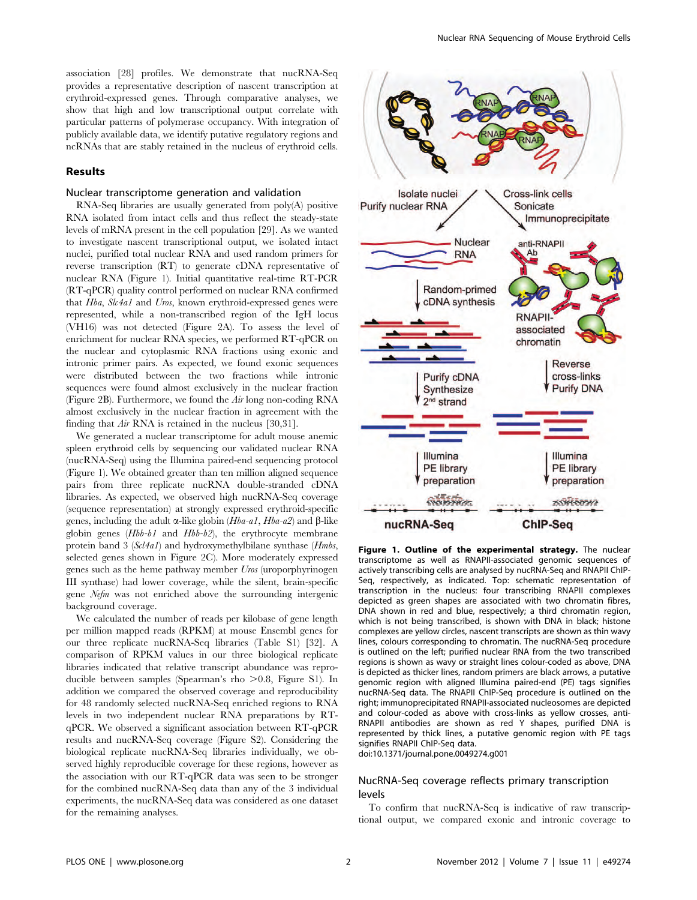association [28] profiles. We demonstrate that nucRNA-Seq provides a representative description of nascent transcription at erythroid-expressed genes. Through comparative analyses, we show that high and low transcriptional output correlate with particular patterns of polymerase occupancy. With integration of publicly available data, we identify putative regulatory regions and ncRNAs that are stably retained in the nucleus of erythroid cells.

## Results

### Nuclear transcriptome generation and validation

RNA-Seq libraries are usually generated from poly(A) positive RNA isolated from intact cells and thus reflect the steady-state levels of mRNA present in the cell population [29]. As we wanted to investigate nascent transcriptional output, we isolated intact nuclei, purified total nuclear RNA and used random primers for reverse transcription (RT) to generate cDNA representative of nuclear RNA (Figure 1). Initial quantitative real-time RT-PCR (RT-qPCR) quality control performed on nuclear RNA confirmed that *Hba*, *Slc4a1* and *Uros*, known erythroid-expressed genes were represented, while a non-transcribed region of the IgH locus (VH16) was not detected (Figure 2A). To assess the level of enrichment for nuclear RNA species, we performed RT-qPCR on the nuclear and cytoplasmic RNA fractions using exonic and intronic primer pairs. As expected, we found exonic sequences were distributed between the two fractions while intronic sequences were found almost exclusively in the nuclear fraction (Figure 2B). Furthermore, we found the *Air* long non-coding RNA almost exclusively in the nuclear fraction in agreement with the finding that *Air* RNA is retained in the nucleus [30,31].

We generated a nuclear transcriptome for adult mouse anemic spleen erythroid cells by sequencing our validated nuclear RNA (nucRNA-Seq) using the Illumina paired-end sequencing protocol (Figure 1). We obtained greater than ten million aligned sequence pairs from three replicate nucRNA double-stranded cDNA libraries. As expected, we observed high nucRNA-Seq coverage (sequence representation) at strongly expressed erythroid-specific genes, including the adult α-like globin (*Hba-a1*, *Hba-a2*) and β-like globin genes (*Hbb-b1* and *Hbb-b2*), the erythrocyte membrane protein band 3 (*Scl4a1*) and hydroxymethylbilane synthase (*Hmbs*, selected genes shown in Figure 2C). More moderately expressed genes such as the heme pathway member *Uros* (uroporphyrinogen III synthase) had lower coverage, while the silent, brain-specific gene *Nefm* was not enriched above the surrounding intergenic background coverage.

We calculated the number of reads per kilobase of gene length per million mapped reads (RPKM) at mouse Ensembl genes for our three replicate nucRNA-Seq libraries (Table S1) [32]. A comparison of RPKM values in our three biological replicate libraries indicated that relative transcript abundance was reproducible between samples (Spearman's rho $>0.8$, Figure S1). In addition we compared the observed coverage and reproducibility for 48 randomly selected nucRNA-Seq enriched regions to RNA levels in two independent nuclear RNA preparations by RT-qPCR. We observed a significant association between RT-qPCR results and nucRNA-Seq coverage (Figure S2). Considering the biological replicate nucRNA-Seq libraries individually, we observed highly reproducible coverage for these regions, however as the association with our RT-qPCR data was seen to be stronger for the combined nucRNA-Seq data than any of the 3 individual experiments, the nucRNA-Seq data was considered as one dataset for the remaining analyses.

**Figure 1. Outline of the experimental strategy.** The nuclear transcriptome as well as RNAPII-associated genomic sequences of actively transcribing cells are analysed by nucRNA-Seq and RNAPII ChIP-Seq, respectively, as indicated. Top: schematic representation of transcription in the nucleus: four transcribing RNAPII complexes depicted as green shapes are associated with two chromatin fibres, DNA shown in red and blue, respectively; a third chromatin region, which is not being transcribed, is shown with DNA in black; histone complexes are yellow circles, nascent transcripts are shown as thin wavy lines, colours corresponding to chromatin. The nucRNA-Seq procedure is outlined on the left; purified nuclear RNA from the two transcribed regions is shown as wavy or straight lines colour-coded as above, DNA is depicted as thicker lines, random primers are black arrows, a putative genomic region with aligned Illumina paired-end (PE) tags signifies nucRNA-Seq data. The RNAPII ChIP-Seq procedure is outlined on the right; immunoprecipitated RNAPII-associated nucleosomes are depicted and colour-coded as above with cross-links as yellow crosses, anti-RNAPII antibodies are shown as red Y shapes, purified DNA is represented by thick lines, a putative genomic region with PE tags signifies RNAPII ChIP-Seq data.
doi:10.1371/journal.pone.0049274.g001

### NucRNA-Seq coverage reflects primary transcription levels

To confirm that nucRNA-Seq is indicative of raw transcriptional output, we compared exonic and intronic coverage to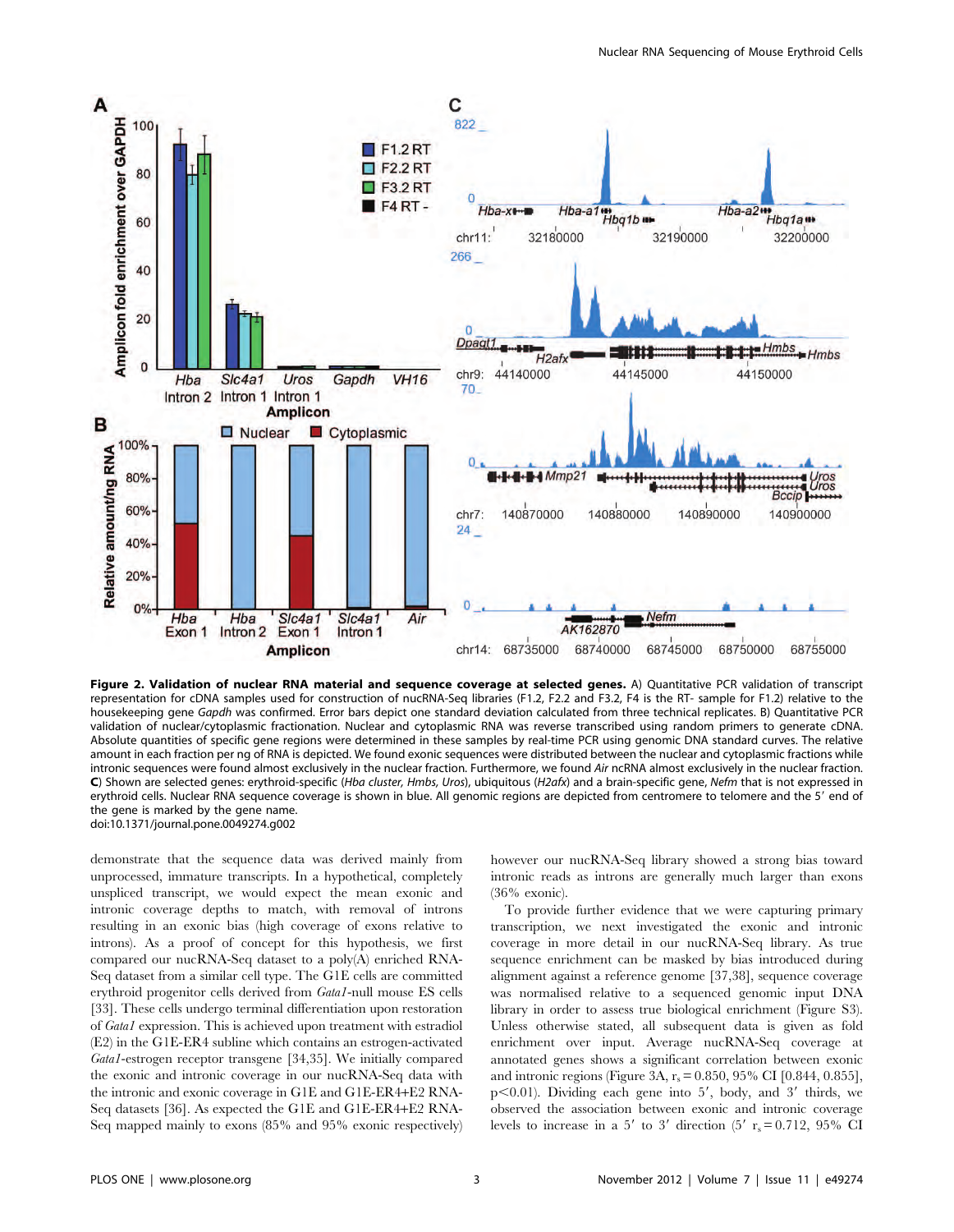**Figure 2. Validation of nuclear RNA material and sequence coverage at selected genes.** A) Quantitative PCR validation of transcript representation for cDNA samples used for construction of nucRNA-Seq libraries (F1.2, F2.2 and F3.2, F4 is the RT- sample for F1.2) relative to the housekeeping gene *Gapdh* was confirmed. Error bars depict one standard deviation calculated from three technical replicates. B) Quantitative PCR validation of nuclear/cytoplasmic fractionation. Nuclear and cytoplasmic RNA was reverse transcribed using random primers to generate cDNA. Absolute quantities of specific gene regions were determined in these samples by real-time PCR using genomic DNA standard curves. The relative amount in each fraction per ng of RNA is depicted. We found exonic sequences were distributed between the nuclear and cytoplasmic fractions while intronic sequences were found almost exclusively in the nuclear fraction. Furthermore, we found *Air* ncRNA almost exclusively in the nuclear fraction. **C**) Shown are selected genes: erythroid-specific (*Hba cluster, Hmbs, Uros*), ubiquitous (*H2afx*) and a brain-specific gene, *Nefm* that is not expressed in erythroid cells. Nuclear RNA sequence coverage is shown in blue. All genomic regions are depicted from centromere to telomere and the 5′ end of the gene is marked by the gene name.
doi:10.1371/journal.pone.0049274.g002

demonstrate that the sequence data was derived mainly from unprocessed, immature transcripts. In a hypothetical, completely unspliced transcript, we would expect the mean exonic and intronic coverage depths to match, with removal of introns resulting in an exonic bias (high coverage of exons relative to introns). As a proof of concept for this hypothesis, we first compared our nucRNA-Seq dataset to a poly(A) enriched RNA-Seq dataset from a similar cell type. The G1E cells are committed erythroid progenitor cells derived from *Gata1*-null mouse ES cells [33]. These cells undergo terminal differentiation upon restoration of *Gata1* expression. This is achieved upon treatment with estradiol (E2) in the G1E-ER4 subline which contains an estrogen-activated *Gata1*-estrogen receptor transgene [34,35]. We initially compared the exonic and intronic coverage in our nucRNA-Seq data with the intronic and exonic coverage in G1E and G1E-ER4+E2 RNA-Seq datasets [36]. As expected the G1E and G1E-ER4+E2 RNA-Seq mapped mainly to exons (85% and 95% exonic respectively) however our nucRNA-Seq library showed a strong bias toward intronic reads as introns are generally much larger than exons (36% exonic).

To provide further evidence that we were capturing primary transcription, we next investigated the exonic and intronic coverage in more detail in our nucRNA-Seq library. As true sequence enrichment can be masked by bias introduced during alignment against a reference genome [37,38], sequence coverage was normalised relative to a sequenced genomic input DNA library in order to assess true biological enrichment (Figure S3). Unless otherwise stated, all subsequent data is given as fold enrichment over input. Average nucRNA-Seq coverage at annotated genes shows a significant correlation between exonic and intronic regions (Figure 3A, $r_s = 0.850$, 95% CI [0.844, 0.855], $p < 0.01$). Dividing each gene into 5′, body, and 3′ thirds, we observed the association between exonic and intronic coverage levels to increase in a 5′ to 3′ direction (5′ $r_s = 0.712$, 95% CI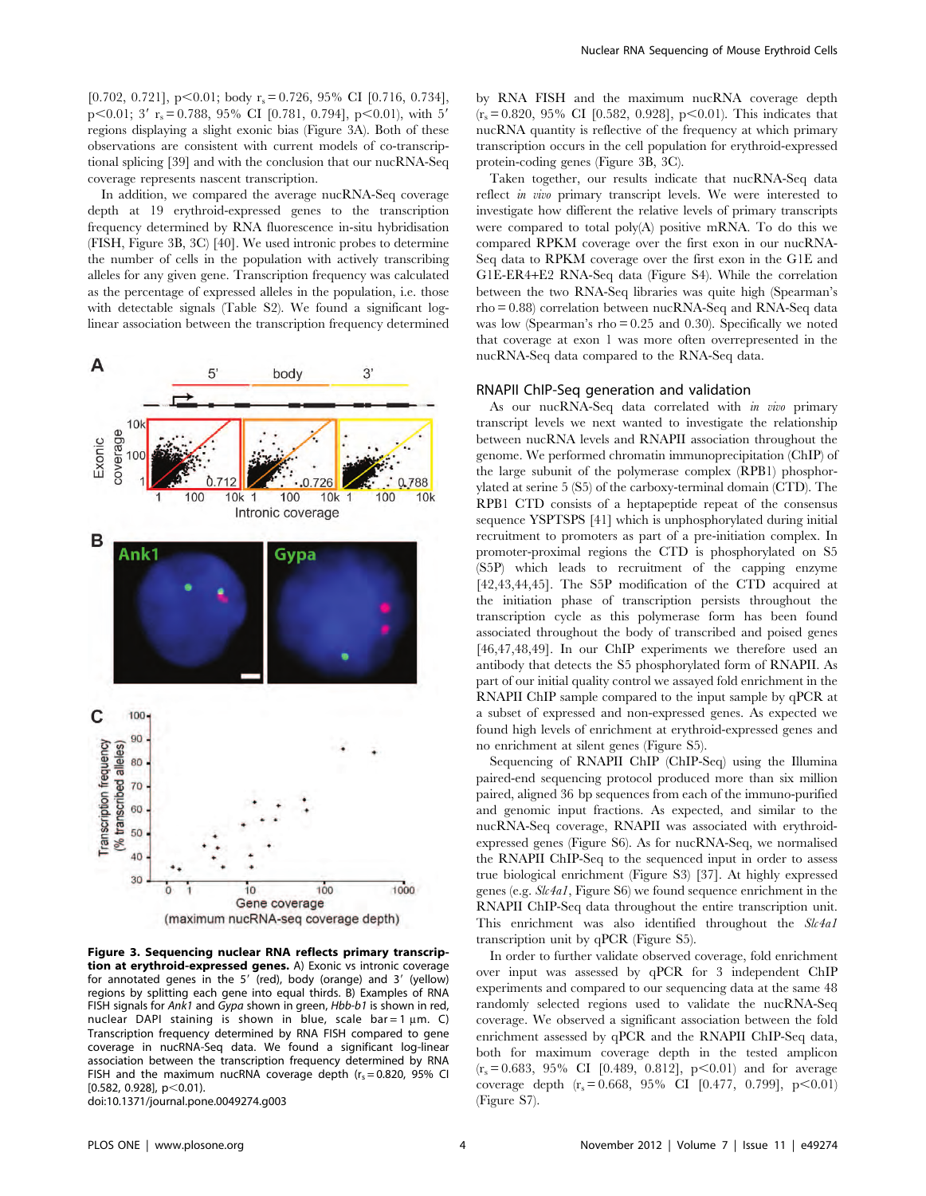[0.702, 0.721], $p<0.01$; body $r_s = 0.726$, 95% CI [0.716, 0.734], $p<0.01$; 3′ $r_s = 0.788$, 95% CI [0.781, 0.794], $p<0.01$), with 5′ regions displaying a slight exonic bias (Figure 3A). Both of these observations are consistent with current models of co-transcriptional splicing [39] and with the conclusion that our nucRNA-Seq coverage represents nascent transcription.

In addition, we compared the average nucRNA-Seq coverage depth at 19 erythroid-expressed genes to the transcription frequency determined by RNA fluorescence in-situ hybridisation (FISH, Figure 3B, 3C) [40]. We used intronic probes to determine the number of cells in the population with actively transcribing alleles for any given gene. Transcription frequency was calculated as the percentage of expressed alleles in the population, i.e. those with detectable signals (Table S2). We found a significant log-linear association between the transcription frequency determined by RNA FISH and the maximum nucRNA coverage depth ($r_s = 0.820$, 95% CI [0.582, 0.928], $p<0.01$). This indicates that nucRNA quantity is reflective of the frequency at which primary transcription occurs in the cell population for erythroid-expressed protein-coding genes (Figure 3B, 3C).

**Figure 3. Sequencing nuclear RNA reflects primary transcription at erythroid-expressed genes.** A) Exonic vs intronic coverage for annotated genes in the 5′ (red), body (orange) and 3′ (yellow) regions by splitting each gene into equal thirds. B) Examples of RNA FISH signals for *Ank1* and *Gypa* shown in green, *Hbb-b1* is shown in red, nuclear DAPI staining is shown in blue, scale bar = 1 μm. C) Transcription frequency determined by RNA FISH compared to gene coverage in nucRNA-Seq data. We found a significant log-linear association between the transcription frequency determined by RNA FISH and the maximum nucRNA coverage depth ($r_s = 0.820$, 95% CI [0.582, 0.928], $p<0.01$).
doi:10.1371/journal.pone.0049274.g003

Taken together, our results indicate that nucRNA-Seq data reflect *in vivo* primary transcript levels. We were interested to investigate how different the relative levels of primary transcripts were compared to total poly(A) positive mRNA. To do this we compared RPKM coverage over the first exon in our nucRNA-Seq data to RPKM coverage over the first exon in the G1E and G1E-ER4+E2 RNA-Seq data (Figure S4). While the correlation between the two RNA-Seq libraries was quite high (Spearman's rho = 0.88) correlation between nucRNA-Seq and RNA-Seq data was low (Spearman's rho = 0.25 and 0.30). Specifically we noted that coverage at exon 1 was more often overrepresented in the nucRNA-Seq data compared to the RNA-Seq data.

## RNAPII ChIP-Seq generation and validation

As our nucRNA-Seq data correlated with *in vivo* primary transcript levels we next wanted to investigate the relationship between nucRNA levels and RNAPII association throughout the genome. We performed chromatin immunoprecipitation (ChIP) of the large subunit of the polymerase complex (RPB1) phosphorylated at serine 5 (S5) of the carboxy-terminal domain (CTD). The RPB1 CTD consists of a heptapeptide repeat of the consensus sequence YSPTSPS [41] which is unphosphorylated during initial recruitment to promoters as part of a pre-initiation complex. In promoter-proximal regions the CTD is phosphorylated on S5 (S5P) which leads to recruitment of the capping enzyme [42,43,44,45]. The S5P modification of the CTD acquired at the initiation phase of transcription persists throughout the transcription cycle as this polymerase form has been found associated throughout the body of transcribed and poised genes [46,47,48,49]. In our ChIP experiments we therefore used an antibody that detects the S5 phosphorylated form of RNAPII. As part of our initial quality control we assayed fold enrichment in the RNAPII ChIP sample compared to the input sample by qPCR at a subset of expressed and non-expressed genes. As expected we found high levels of enrichment at erythroid-expressed genes and no enrichment at silent genes (Figure S5).

Sequencing of RNAPII ChIP (ChIP-Seq) using the Illumina paired-end sequencing protocol produced more than six million paired, aligned 36 bp sequences from each of the immuno-purified and genomic input fractions. As expected, and similar to the nucRNA-Seq coverage, RNAPII was associated with erythroid-expressed genes (Figure S6). As for nucRNA-Seq, we normalised the RNAPII ChIP-Seq to the sequenced input in order to assess true biological enrichment (Figure S3) [37]. At highly expressed genes (e.g. *Slc4a1*, Figure S6) we found sequence enrichment in the RNAPII ChIP-Seq data throughout the entire transcription unit. This enrichment was also identified throughout the *Slc4a1* transcription unit by qPCR (Figure S5).

In order to further validate observed coverage, fold enrichment over input was assessed by qPCR for 3 independent ChIP experiments and compared to our sequencing data at the same 48 randomly selected regions used to validate the nucRNA-Seq coverage. We observed a significant association between the fold enrichment assessed by qPCR and the RNAPII ChIP-Seq data, both for maximum coverage depth in the tested amplicon ($r_s = 0.683$, 95% CI [0.489, 0.812], $p<0.01$) and for average coverage depth ($r_s = 0.668$, 95% CI [0.477, 0.799], $p<0.01$) (Figure S7).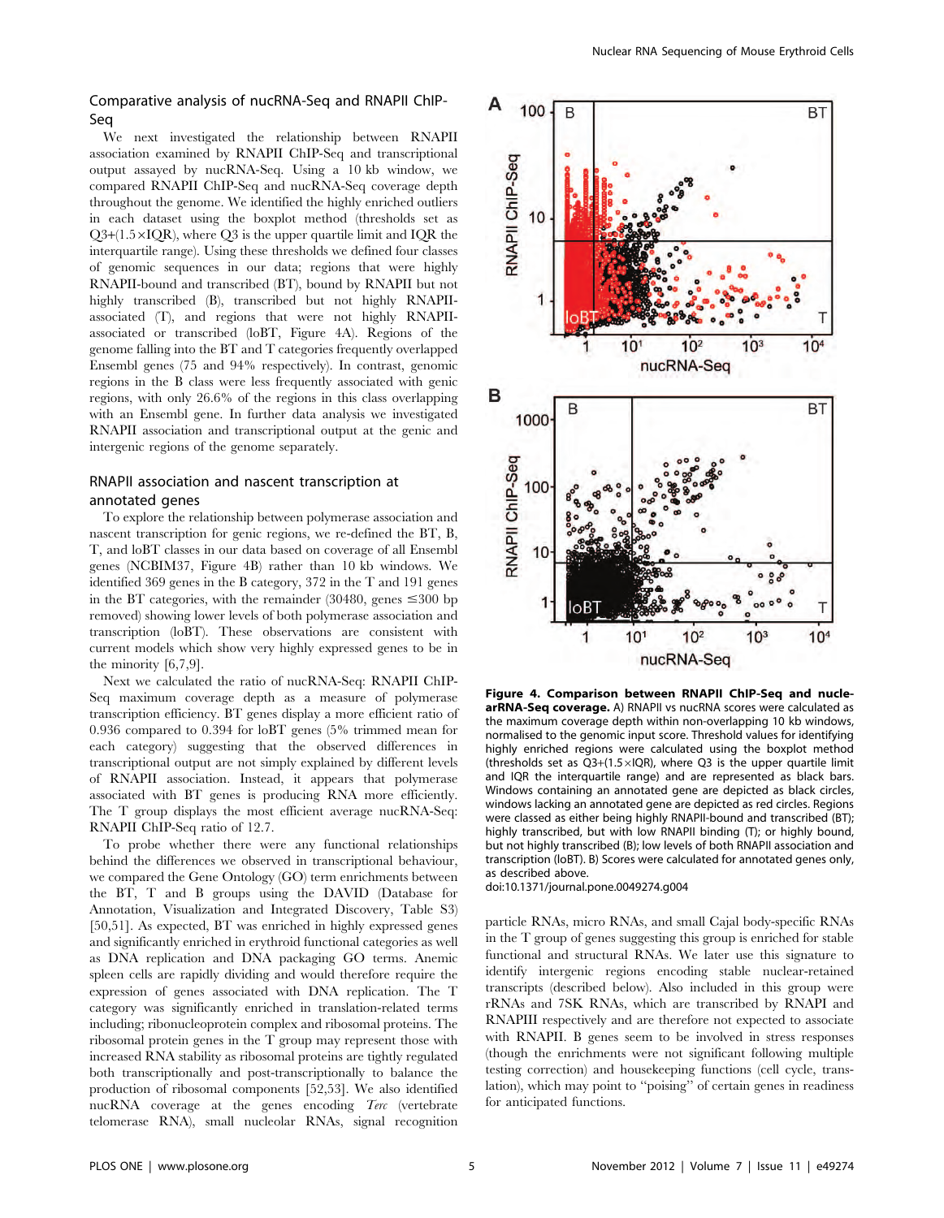### Comparative analysis of nucRNA-Seq and RNAPII ChIP-Seq

We next investigated the relationship between RNAPII association examined by RNAPII ChIP-Seq and transcriptional output assayed by nucRNA-Seq. Using a 10 kb window, we compared RNAPII ChIP-Seq and nucRNA-Seq coverage depth throughout the genome. We identified the highly enriched outliers in each dataset using the boxplot method (thresholds set as Q3+(1.5×IQR), where Q3 is the upper quartile limit and IQR the interquartile range). Using these thresholds we defined four classes of genomic sequences in our data; regions that were highly RNAPII-bound and transcribed (BT), bound by RNAPII but not highly transcribed (B), transcribed but not highly RNAPII-associated (T), and regions that were not highly RNAPII-associated or transcribed (loBT, Figure 4A). Regions of the genome falling into the BT and T categories frequently overlapped Ensembl genes (75 and 94% respectively). In contrast, genomic regions in the B class were less frequently associated with genic regions, with only 26.6% of the regions in this class overlapping with an Ensembl gene. In further data analysis we investigated RNAPII association and transcriptional output at the genic and intergenic regions of the genome separately.

### RNAPII association and nascent transcription at annotated genes

To explore the relationship between polymerase association and nascent transcription for genic regions, we re-defined the BT, B, T, and loBT classes in our data based on coverage of all Ensembl genes (NCBIM37, Figure 4B) rather than 10 kb windows. We identified 369 genes in the B category, 372 in the T and 191 genes in the BT categories, with the remainder (30480, genes ≤300 bp removed) showing lower levels of both polymerase association and transcription (loBT). These observations are consistent with current models which show very highly expressed genes to be in the minority [6,7,9].

Next we calculated the ratio of nucRNA-Seq: RNAPII ChIP-Seq maximum coverage depth as a measure of polymerase transcription efficiency. BT genes display a more efficient ratio of 0.936 compared to 0.394 for loBT genes (5% trimmed mean for each category) suggesting that the observed differences in transcriptional output are not simply explained by different levels of RNAPII association. Instead, it appears that polymerase associated with BT genes is producing RNA more efficiently. The T group displays the most efficient average nucRNA-Seq: RNAPII ChIP-Seq ratio of 12.7.

To probe whether there were any functional relationships behind the differences we observed in transcriptional behaviour, we compared the Gene Ontology (GO) term enrichments between the BT, T and B groups using the DAVID (Database for Annotation, Visualization and Integrated Discovery, Table S3) [50,51]. As expected, BT was enriched in highly expressed genes and significantly enriched in erythroid functional categories as well as DNA replication and DNA packaging GO terms. Anemic spleen cells are rapidly dividing and would therefore require the expression of genes associated with DNA replication. The T category was significantly enriched in translation-related terms including; ribonucleoprotein complex and ribosomal proteins. The ribosomal protein genes in the T group may represent those with increased RNA stability as ribosomal proteins are tightly regulated both transcriptionally and post-transcriptionally to balance the production of ribosomal components [52,53]. We also identified nucRNA coverage at the genes encoding *Terc* (vertebrate telomerase RNA), small nucleolar RNAs, signal recognition particle RNAs, micro RNAs, and small Cajal body-specific RNAs in the T group of genes suggesting this group is enriched for stable functional and structural RNAs. We later use this signature to identify intergenic regions encoding stable nuclear-retained transcripts (described below). Also included in this group were rRNAs and 7SK RNAs, which are transcribed by RNAPI and RNAPIII respectively and are therefore not expected to associate with RNAPII. B genes seem to be involved in stress responses (though the enrichments were not significant following multiple testing correction) and housekeeping functions (cell cycle, translation), which may point to "poising" of certain genes in readiness for anticipated functions.

**Figure 4. Comparison between RNAPII ChIP-Seq and nuclear-RNA-Seq coverage.** A) RNAPII vs nucRNA scores were calculated as the maximum coverage depth within non-overlapping 10 kb windows, normalised to the genomic input score. Threshold values for identifying highly enriched regions were calculated using the boxplot method (thresholds set as Q3+(1.5×IQR), where Q3 is the upper quartile limit and IQR the interquartile range) and are represented as black bars. Windows containing an annotated gene are depicted as black circles, windows lacking an annotated gene are depicted as red circles. Regions were classed as either being highly RNAPII-bound and transcribed (BT); highly transcribed, but with low RNAPII binding (T); or highly bound, but not highly transcribed (B); low levels of both RNAPII association and transcription (loBT). B) Scores were calculated for annotated genes only, as described above.
doi:10.1371/journal.pone.0049274.g004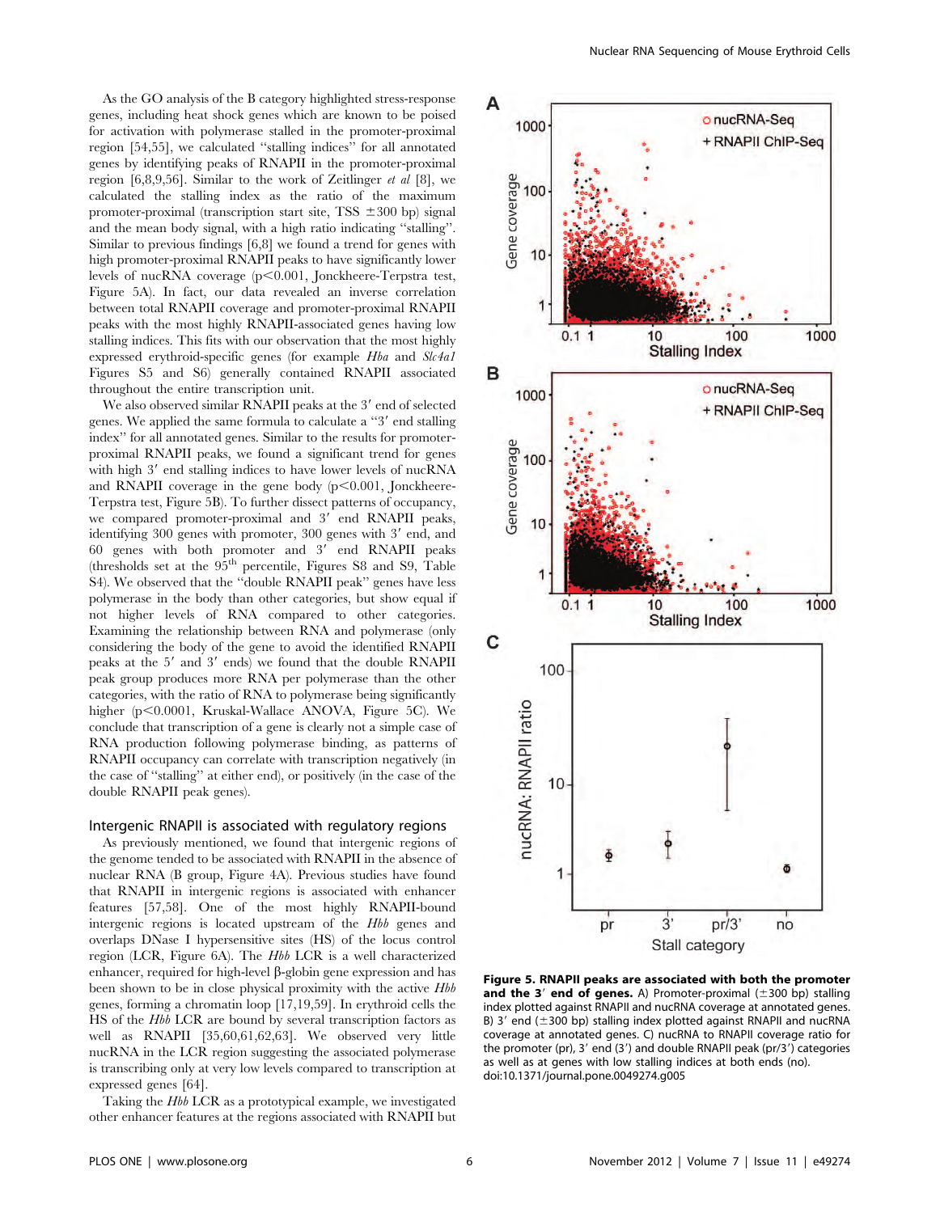As the GO analysis of the B category highlighted stress-response genes, including heat shock genes which are known to be poised for activation with polymerase stalled in the promoter-proximal region [54,55], we calculated "stalling indices" for all annotated genes by identifying peaks of RNAPII in the promoter-proximal region [6,8,9,56]. Similar to the work of Zeitlinger *et al* [8], we calculated the stalling index as the ratio of the maximum promoter-proximal (transcription start site, TSS ±300 bp) signal and the mean body signal, with a high ratio indicating "stalling". Similar to previous findings [6,8] we found a trend for genes with high promoter-proximal RNAPII peaks to have significantly lower levels of nucRNA coverage ($p<0.001$, Jonckheere-Terpstra test, Figure 5A). In fact, our data revealed an inverse correlation between total RNAPII coverage and promoter-proximal RNAPII peaks with the most highly RNAPII-associated genes having low stalling indices. This fits with our observation that the most highly expressed erythroid-specific genes (for example *Hba* and *Slc4a1* Figures S5 and S6) generally contained RNAPII associated throughout the entire transcription unit.

We also observed similar RNAPII peaks at the 3′ end of selected genes. We applied the same formula to calculate a "3′ end stalling index" for all annotated genes. Similar to the results for promoter-proximal RNAPII peaks, we found a significant trend for genes with high 3′ end stalling indices to have lower levels of nucRNA and RNAPII coverage in the gene body ($p<0.001$, Jonckheere-Terpstra test, Figure 5B). To further dissect patterns of occupancy, we compared promoter-proximal and 3′ end RNAPII peaks, identifying 300 genes with promoter, 300 genes with 3′ end, and 60 genes with both promoter and 3′ end RNAPII peaks (thresholds set at the 95[th] percentile, Figures S8 and S9, Table S4). We observed that the "double RNAPII peak" genes have less polymerase in the body than other categories, but show equal if not higher levels of RNA compared to other categories. Examining the relationship between RNA and polymerase (only considering the body of the gene to avoid the identified RNAPII peaks at the 5′ and 3′ ends) we found that the double RNAPII peak group produces more RNA per polymerase than the other categories, with the ratio of RNA to polymerase being significantly higher ($p<0.0001$, Kruskal-Wallace ANOVA, Figure 5C). We conclude that transcription of a gene is clearly not a simple case of RNA production following polymerase binding, as patterns of RNAPII occupancy can correlate with transcription negatively (in the case of "stalling" at either end), or positively (in the case of the double RNAPII peak genes).

## Intergenic RNAPII is associated with regulatory regions

As previously mentioned, we found that intergenic regions of the genome tended to be associated with RNAPII in the absence of nuclear RNA (B group, Figure 4A). Previous studies have found that RNAPII in intergenic regions is associated with enhancer features [57,58]. One of the most highly RNAPII-bound intergenic regions is located upstream of the *Hbb* genes and overlaps DNase I hypersensitive sites (HS) of the locus control region (LCR, Figure 6A). The *Hbb* LCR is a well characterized enhancer, required for high-level β-globin gene expression and has been shown to be in close physical proximity with the active *Hbb* genes, forming a chromatin loop [17,19,59]. In erythroid cells the HS of the *Hbb* LCR are bound by several transcription factors as well as RNAPII [35,60,61,62,63]. We observed very little nucRNA in the LCR region suggesting the associated polymerase is transcribing only at very low levels compared to transcription at expressed genes [64].

Taking the *Hbb* LCR as a prototypical example, we investigated other enhancer features at the regions associated with RNAPII but

**Figure 5. RNAPII peaks are associated with both the promoter and the 3′ end of genes.** A) Promoter-proximal (±300 bp) stalling index plotted against RNAPII and nucRNA coverage at annotated genes. B) 3′ end (±300 bp) stalling index plotted against RNAPII and nucRNA coverage at annotated genes. C) nucRNA to RNAPII coverage ratio for the promoter (pr), 3′ end (3′) and double RNAPII peak (pr/3′) categories as well as at genes with low stalling indices at both ends (no).
doi:10.1371/journal.pone.0049274.g005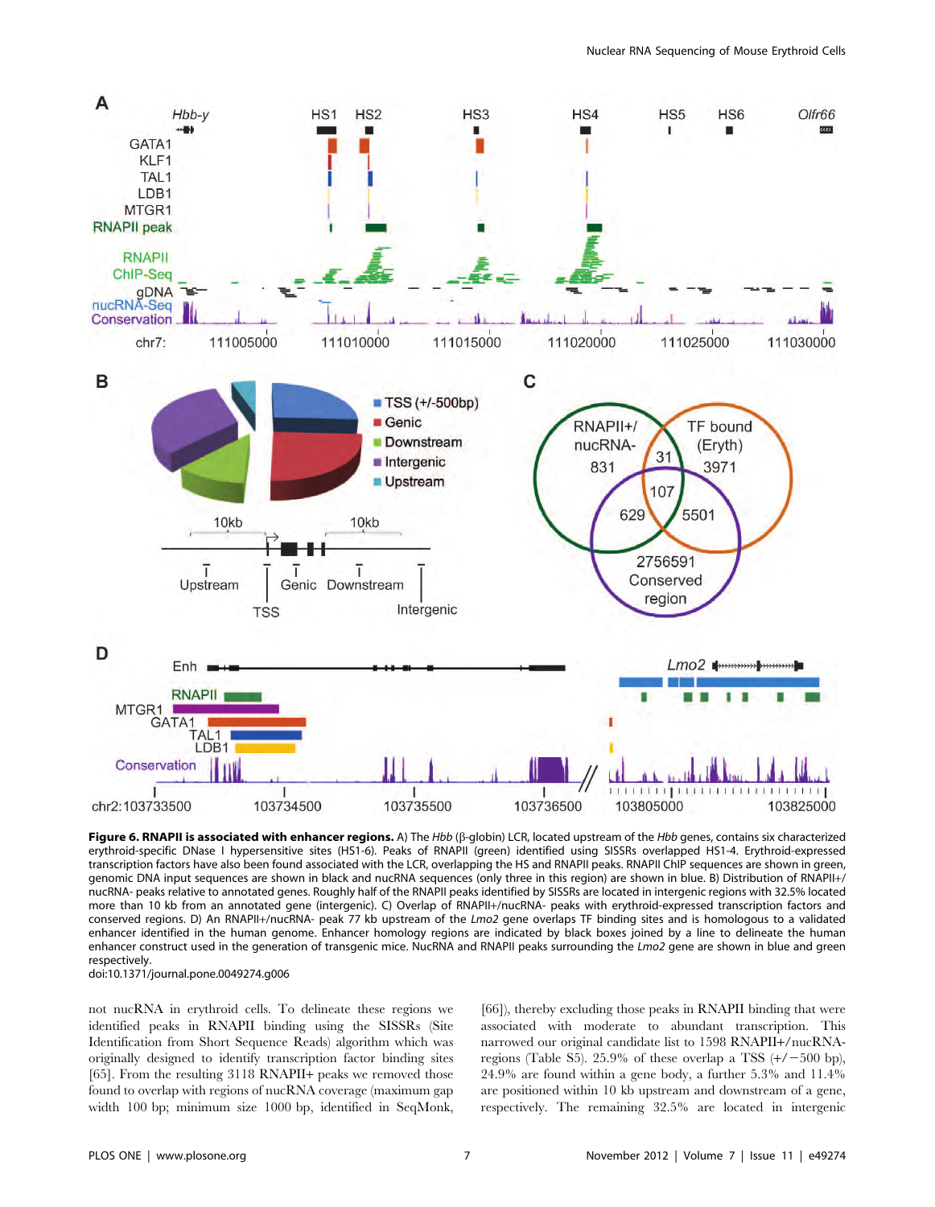**Figure 6. RNAPII is associated with enhancer regions.** A) The *Hbb* (β-globin) LCR, located upstream of the *Hbb* genes, contains six characterized erythroid-specific DNase I hypersensitive sites (HS1-6). Peaks of RNAPII (green) identified using SISSRs overlapped HS1-4. Erythroid-expressed transcription factors have also been found associated with the LCR, overlapping the HS and RNAPII peaks. RNAPII ChIP sequences are shown in green, genomic DNA input sequences are shown in black and nucRNA sequences (only three in this region) are shown in blue. B) Distribution of RNAPII+/nucRNA- peaks relative to annotated genes. Roughly half of the RNAPII peaks identified by SISSRs are located in intergenic regions with 32.5% located more than 10 kb from an annotated gene (intergenic). C) Overlap of RNAPII+/nucRNA- peaks with erythroid-expressed transcription factors and conserved regions. D) An RNAPII+/nucRNA- peak 77 kb upstream of the *Lmo2* gene overlaps TF binding sites and is homologous to a validated enhancer identified in the human genome. Enhancer homology regions are indicated by black boxes joined by a line to delineate the human enhancer construct used in the generation of transgenic mice. NucRNA and RNAPII peaks surrounding the *Lmo2* gene are shown in blue and green respectively.
doi:10.1371/journal.pone.0049274.g006

not nucRNA in erythroid cells. To delineate these regions we identified peaks in RNAPII binding using the SISSRs (Site Identification from Short Sequence Reads) algorithm which was originally designed to identify transcription factor binding sites [65]. From the resulting 3118 RNAPII+ peaks we removed those found to overlap with regions of nucRNA coverage (maximum gap width 100 bp; minimum size 1000 bp, identified in SeqMonk, [66]), thereby excluding those peaks in RNAPII binding that were associated with moderate to abundant transcription. This narrowed our original candidate list to 1598 RNAPII+/nucRNA- regions (Table S5). 25.9% of these overlap a TSS (+/−500 bp), 24.9% are found within a gene body, a further 5.3% and 11.4% are positioned within 10 kb upstream and downstream of a gene, respectively. The remaining 32.5% are located in intergenic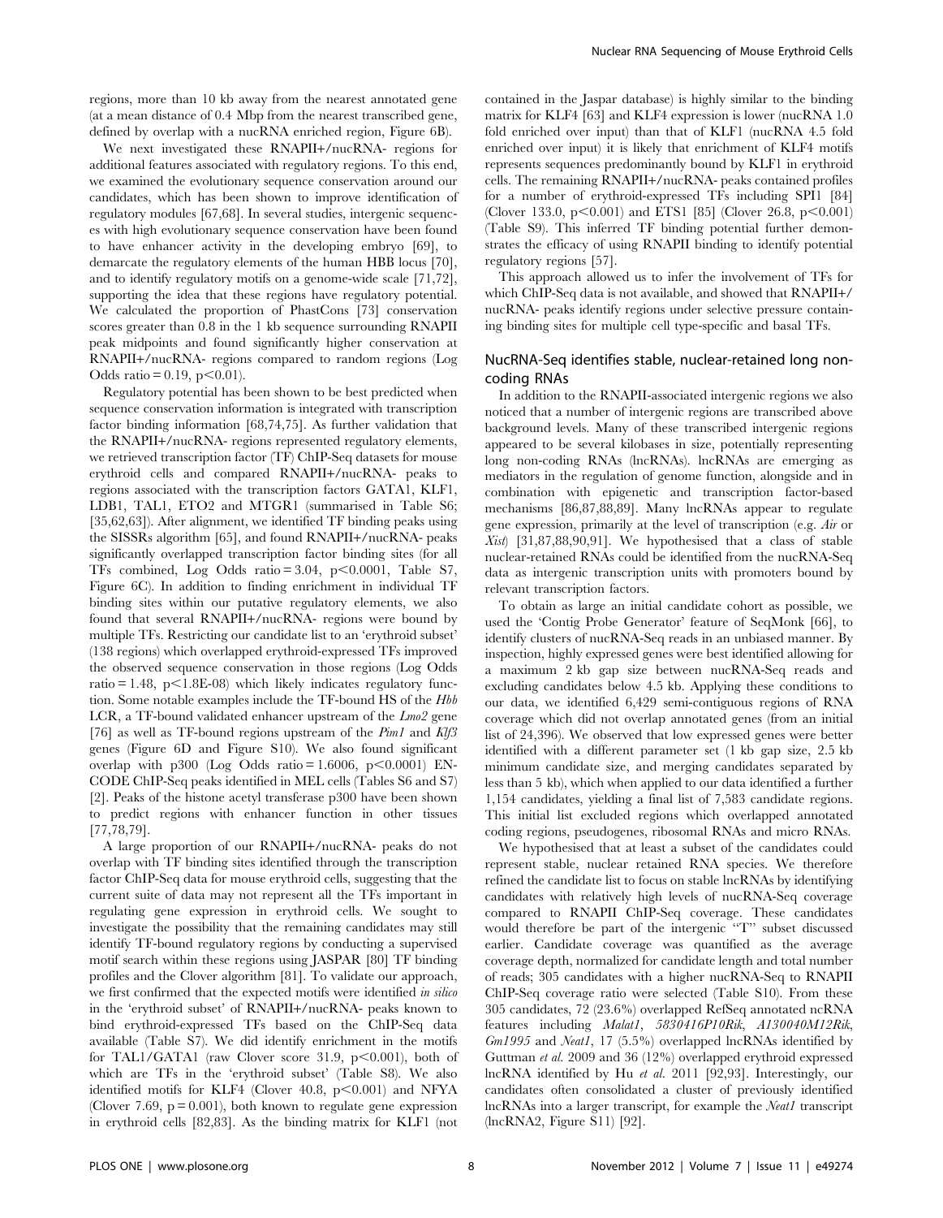regions, more than 10 kb away from the nearest annotated gene (at a mean distance of 0.4 Mbp from the nearest transcribed gene, defined by overlap with a nucRNA enriched region, Figure 6B).

We next investigated these RNAPII+/nucRNA- regions for additional features associated with regulatory regions. To this end, we examined the evolutionary sequence conservation around our candidates, which has been shown to improve identification of regulatory modules [67,68]. In several studies, intergenic sequences with high evolutionary sequence conservation have been found to have enhancer activity in the developing embryo [69], to demarcate the regulatory elements of the human HBB locus [70], and to identify regulatory motifs on a genome-wide scale [71,72], supporting the idea that these regions have regulatory potential. We calculated the proportion of PhastCons [73] conservation scores greater than 0.8 in the 1 kb sequence surrounding RNAPII peak midpoints and found significantly higher conservation at RNAPII+/nucRNA- regions compared to random regions (Log Odds ratio = 0.19, $p < 0.01$).

Regulatory potential has been shown to be best predicted when sequence conservation information is integrated with transcription factor binding information [68,74,75]. As further validation that the RNAPII+/nucRNA- regions represented regulatory elements, we retrieved transcription factor (TF) ChIP-Seq datasets for mouse erythroid cells and compared RNAPII+/nucRNA- peaks to regions associated with the transcription factors GATA1, KLF1, LDB1, TAL1, ETO2 and MTGR1 (summarised in Table S6; [35,62,63]). After alignment, we identified TF binding peaks using the SISSRs algorithm [65], and found RNAPII+/nucRNA- peaks significantly overlapped transcription factor binding sites (for all TFs combined, Log Odds ratio = 3.04, $p < 0.0001$, Table S7, Figure 6C). In addition to finding enrichment in individual TF binding sites within our putative regulatory elements, we also found that several RNAPII+/nucRNA- regions were bound by multiple TFs. Restricting our candidate list to an 'erythroid subset' (138 regions) which overlapped erythroid-expressed TFs improved the observed sequence conservation in those regions (Log Odds ratio = 1.48, $p < 1.8E-08$) which likely indicates regulatory function. Some notable examples include the TF-bound HS of the *Hbb* LCR, a TF-bound validated enhancer upstream of the *Lmo2* gene [76] as well as TF-bound regions upstream of the *Pim1* and *Klf3* genes (Figure 6D and Figure S10). We also found significant overlap with p300 (Log Odds ratio = 1.6006, $p < 0.0001$) ENCODE ChIP-Seq peaks identified in MEL cells (Tables S6 and S7) [2]. Peaks of the histone acetyl transferase p300 have been shown to predict regions with enhancer function in other tissues [77,78,79].

A large proportion of our RNAPII+/nucRNA- peaks do not overlap with TF binding sites identified through the transcription factor ChIP-Seq data for mouse erythroid cells, suggesting that the current suite of data may not represent all the TFs important in regulating gene expression in erythroid cells. We sought to investigate the possibility that the remaining candidates may still identify TF-bound regulatory regions by conducting a supervised motif search within these regions using JASPAR [80] TF binding profiles and the Clover algorithm [81]. To validate our approach, we first confirmed that the expected motifs were identified *in silico* in the 'erythroid subset' of RNAPII+/nucRNA- peaks known to bind erythroid-expressed TFs based on the ChIP-Seq data available (Table S7). We did identify enrichment in the motifs for TAL1/GATA1 (raw Clover score 31.9, $p < 0.001$), both of which are TFs in the 'erythroid subset' (Table S8). We also identified motifs for KLF4 (Clover 40.8, $p < 0.001$) and NFYA (Clover 7.69, $p = 0.001$), both known to regulate gene expression in erythroid cells [82,83]. As the binding matrix for KLF1 (not contained in the Jaspar database) is highly similar to the binding matrix for KLF4 [63] and KLF4 expression is lower (nucRNA 1.0 fold enriched over input) than that of KLF1 (nucRNA 4.5 fold enriched over input) it is likely that enrichment of KLF4 motifs represents sequences predominantly bound by KLF1 in erythroid cells. The remaining RNAPII+/nucRNA- peaks contained profiles for a number of erythroid-expressed TFs including SPI1 [84] (Clover 133.0, $p < 0.001$) and ETS1 [85] (Clover 26.8, $p < 0.001$) (Table S9). This inferred TF binding potential further demonstrates the efficacy of using RNAPII binding to identify potential regulatory regions [57].

This approach allowed us to infer the involvement of TFs for which ChIP-Seq data is not available, and showed that RNAPII+/nucRNA- peaks identify regions under selective pressure containing binding sites for multiple cell type-specific and basal TFs.

## NucRNA-Seq identifies stable, nuclear-retained long non-coding RNAs

In addition to the RNAPII-associated intergenic regions we also noticed that a number of intergenic regions are transcribed above background levels. Many of these transcribed intergenic regions appeared to be several kilobases in size, potentially representing long non-coding RNAs (lncRNAs). lncRNAs are emerging as mediators in the regulation of genome function, alongside and in combination with epigenetic and transcription factor-based mechanisms [86,87,88,89]. Many lncRNAs appear to regulate gene expression, primarily at the level of transcription (e.g. *Air* or *Xist*) [31,87,88,90,91]. We hypothesised that a class of stable nuclear-retained RNAs could be identified from the nucRNA-Seq data as intergenic transcription units with promoters bound by relevant transcription factors.

To obtain as large an initial candidate cohort as possible, we used the 'Contig Probe Generator' feature of SeqMonk [66], to identify clusters of nucRNA-Seq reads in an unbiased manner. By inspection, highly expressed genes were best identified allowing for a maximum 2 kb gap size between nucRNA-Seq reads and excluding candidates below 4.5 kb. Applying these conditions to our data, we identified 6,429 semi-contiguous regions of RNA coverage which did not overlap annotated genes (from an initial list of 24,396). We observed that low expressed genes were better identified with a different parameter set (1 kb gap size, 2.5 kb minimum candidate size, and merging candidates separated by less than 5 kb), which when applied to our data identified a further 1,154 candidates, yielding a final list of 7,583 candidate regions. This initial list excluded regions which overlapped annotated coding regions, pseudogenes, ribosomal RNAs and micro RNAs.

We hypothesised that at least a subset of the candidates could represent stable, nuclear retained RNA species. We therefore refined the candidate list to focus on stable lncRNAs by identifying candidates with relatively high levels of nucRNA-Seq coverage compared to RNAPII ChIP-Seq coverage. These candidates would therefore be part of the intergenic "T" subset discussed earlier. Candidate coverage was quantified as the average coverage depth, normalized for candidate length and total number of reads; 305 candidates with a higher nucRNA-Seq to RNAPII ChIP-Seq coverage ratio were selected (Table S10). From these 305 candidates, 72 (23.6%) overlapped RefSeq annotated ncRNA features including *Malat1*, *5830416P10Rik*, *A130040M12Rik*, *Gm1995* and *Neat1*, 17 (5.5%) overlapped lncRNAs identified by Guttman *et al.* 2009 and 36 (12%) overlapped erythroid expressed lncRNA identified by Hu *et al.* 2011 [92,93]. Interestingly, our candidates often consolidated a cluster of previously identified lncRNAs into a larger transcript, for example the *Neat1* transcript (lncRNA2, Figure S11) [92].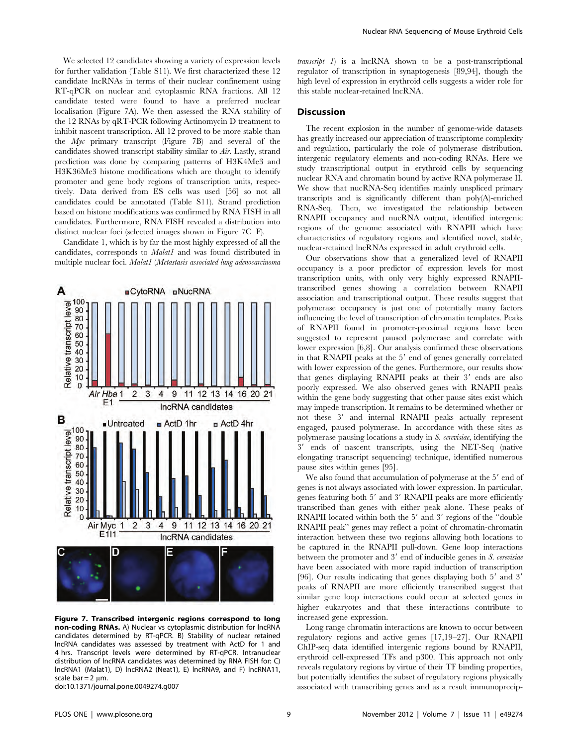We selected 12 candidates showing a variety of expression levels for further validation (Table S11). We first characterized these 12 candidate lncRNAs in terms of their nuclear confinement using RT-qPCR on nuclear and cytoplasmic RNA fractions. All 12 candidate tested were found to have a preferred nuclear localisation (Figure 7A). We then assessed the RNA stability of the 12 RNAs by qRT-PCR following Actinomycin D treatment to inhibit nascent transcription. All 12 proved to be more stable than the *Myc* primary transcript (Figure 7B) and several of the candidates showed transcript stability similar to *Air*. Lastly, strand prediction was done by comparing patterns of H3K4Me3 and H3K36Me3 histone modifications which are thought to identify promoter and gene body regions of transcription units, respectively. Data derived from ES cells was used [56] so not all candidates could be annotated (Table S11). Strand prediction based on histone modifications was confirmed by RNA FISH in all candidates. Furthermore, RNA FISH revealed a distribution into distinct nuclear foci (selected images shown in Figure 7C–F).

Candidate 1, which is by far the most highly expressed of all the candidates, corresponds to *Malat1* and was found distributed in multiple nuclear foci. *Malat1* (*Metastasis associated lung adenocarcinoma transcript 1*) is a lncRNA shown to be a post-transcriptional regulator of transcription in synaptogenesis [89,94], though the high level of expression in erythroid cells suggests a wider role for this stable nuclear-retained lncRNA.

**Figure 7. Transcribed intergenic regions correspond to long non-coding RNAs.** A) Nuclear vs cytoplasmic distribution for lncRNA candidates determined by RT-qPCR. B) Stability of nuclear retained lncRNA candidates was assessed by treatment with ActD for 1 and 4 hrs. Transcript levels were determined by RT-qPCR. Intranuclear distribution of lncRNA candidates was determined by RNA FISH for: C) lncRNA1 (Malat1), D) lncRNA2 (Neat1), E) lncRNA9, and F) lncRNA11, scale bar = 2 µm.
doi:10.1371/journal.pone.0049274.g007

## Discussion

The recent explosion in the number of genome-wide datasets has greatly increased our appreciation of transcriptome complexity and regulation, particularly the role of polymerase distribution, intergenic regulatory elements and non-coding RNAs. Here we study transcriptional output in erythroid cells by sequencing nuclear RNA and chromatin bound by active RNA polymerase II. We show that nucRNA-Seq identifies mainly unspliced primary transcripts and is significantly different than poly(A)-enriched RNA-Seq. Then, we investigated the relationship between RNAPII occupancy and nucRNA output, identified intergenic regions of the genome associated with RNAPII which have characteristics of regulatory regions and identified novel, stable, nuclear-retained lncRNAs expressed in adult erythroid cells.

Our observations show that a generalized level of RNAPII occupancy is a poor predictor of expression levels for most transcription units, with only very highly expressed RNAPII-transcribed genes showing a correlation between RNAPII association and transcriptional output. These results suggest that polymerase occupancy is just one of potentially many factors influencing the level of transcription of chromatin templates. Peaks of RNAPII found in promoter-proximal regions have been suggested to represent paused polymerase and correlate with lower expression [6,8]. Our analysis confirmed these observations in that RNAPII peaks at the 5′ end of genes generally correlated with lower expression of the genes. Furthermore, our results show that genes displaying RNAPII peaks at their 3′ ends are also poorly expressed. We also observed genes with RNAPII peaks within the gene body suggesting that other pause sites exist which may impede transcription. It remains to be determined whether or not these 3′ and internal RNAPII peaks actually represent engaged, paused polymerase. In accordance with these sites as polymerase pausing locations a study in *S. cerevisiae*, identifying the 3′ ends of nascent transcripts, using the NET-Seq (native elongating transcript sequencing) technique, identified numerous pause sites within genes [95].

We also found that accumulation of polymerase at the 5′ end of genes is not always associated with lower expression. In particular, genes featuring both 5′ and 3′ RNAPII peaks are more efficiently transcribed than genes with either peak alone. These peaks of RNAPII located within both the 5′ and 3′ regions of the "double RNAPII peak" genes may reflect a point of chromatin-chromatin interaction between these two regions allowing both locations to be captured in the RNAPII pull-down. Gene loop interactions between the promoter and 3′ end of inducible genes in *S. cerevisiae* have been associated with more rapid induction of transcription [96]. Our results indicating that genes displaying both 5′ and 3′ peaks of RNAPII are more efficiently transcribed suggest that similar gene loop interactions could occur at selected genes in higher eukaryotes and that these interactions contribute to increased gene expression.

Long range chromatin interactions are known to occur between regulatory regions and active genes [17,19–27]. Our RNAPII ChIP-seq data identified intergenic regions bound by RNAPII, erythroid cell-expressed TFs and p300. This approach not only reveals regulatory regions by virtue of their TF binding properties, but potentially identifies the subset of regulatory regions physically associated with transcribing genes and as a result immunoprecip-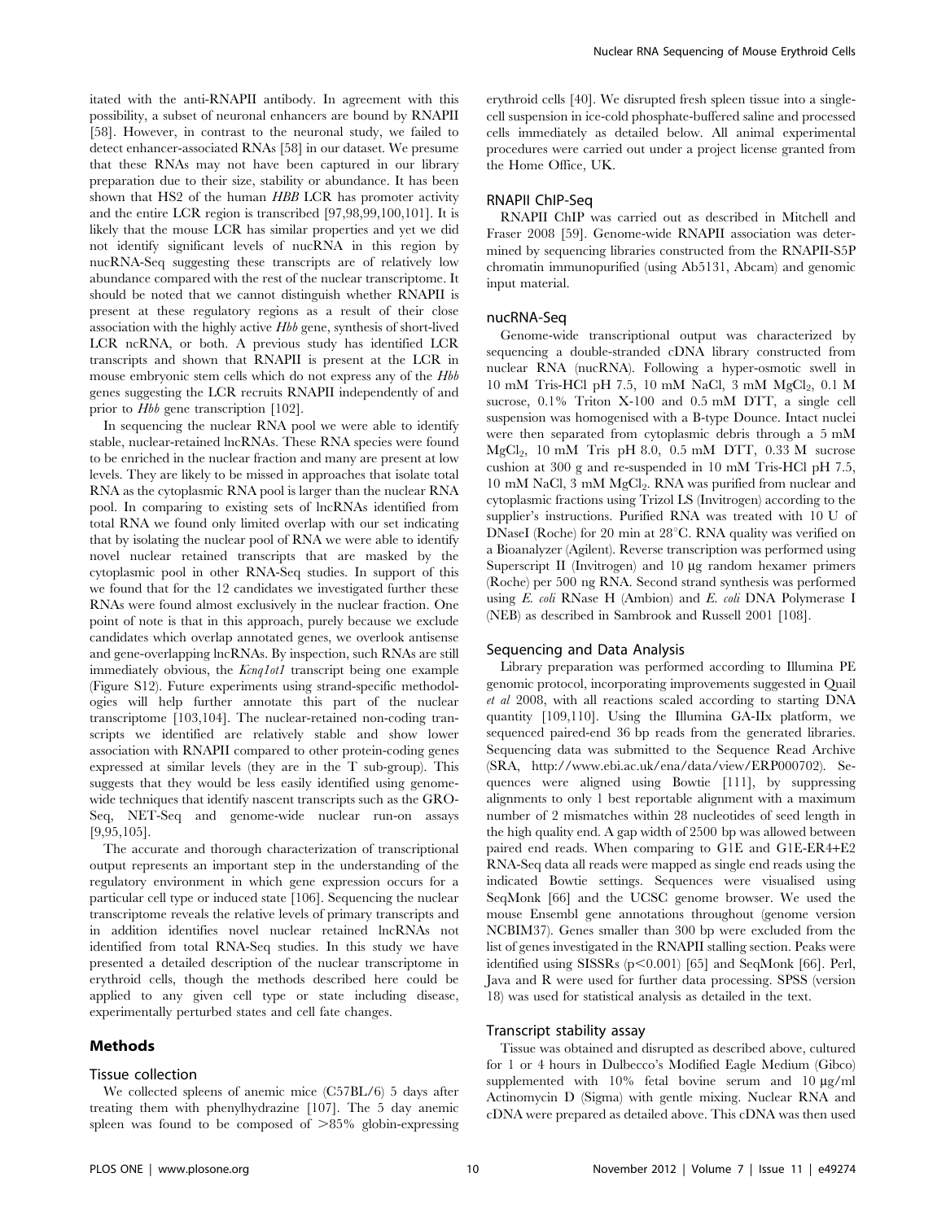itated with the anti-RNAPII antibody. In agreement with this possibility, a subset of neuronal enhancers are bound by RNAPII [58]. However, in contrast to the neuronal study, we failed to detect enhancer-associated RNAs [58] in our dataset. We presume that these RNAs may not have been captured in our library preparation due to their size, stability or abundance. It has been shown that HS2 of the human *HBB* LCR has promoter activity and the entire LCR region is transcribed [97,98,99,100,101]. It is likely that the mouse LCR has similar properties and yet we did not identify significant levels of nucRNA in this region by nucRNA-Seq suggesting these transcripts are of relatively low abundance compared with the rest of the nuclear transcriptome. It should be noted that we cannot distinguish whether RNAPII is present at these regulatory regions as a result of their close association with the highly active *Hbb* gene, synthesis of short-lived LCR ncRNA, or both. A previous study has identified LCR transcripts and shown that RNAPII is present at the LCR in mouse embryonic stem cells which do not express any of the *Hbb* genes suggesting the LCR recruits RNAPII independently of and prior to *Hbb* gene transcription [102].

In sequencing the nuclear RNA pool we were able to identify stable, nuclear-retained lncRNAs. These RNA species were found to be enriched in the nuclear fraction and many are present at low levels. They are likely to be missed in approaches that isolate total RNA as the cytoplasmic RNA pool is larger than the nuclear RNA pool. In comparing to existing sets of lncRNAs identified from total RNA we found only limited overlap with our set indicating that by isolating the nuclear pool of RNA we were able to identify novel nuclear retained transcripts that are masked by the cytoplasmic pool in other RNA-Seq studies. In support of this we found that for the 12 candidates we investigated further these RNAs were found almost exclusively in the nuclear fraction. One point of note is that in this approach, purely because we exclude candidates which overlap annotated genes, we overlook antisense and gene-overlapping lncRNAs. By inspection, such RNAs are still immediately obvious, the *Kcnq1ot1* transcript being one example (Figure S12). Future experiments using strand-specific methodologies will help further annotate this part of the nuclear transcriptome [103,104]. The nuclear-retained non-coding transcripts we identified are relatively stable and show lower association with RNAPII compared to other protein-coding genes expressed at similar levels (they are in the T sub-group). This suggests that they would be less easily identified using genome-wide techniques that identify nascent transcripts such as the GRO-Seq, NET-Seq and genome-wide nuclear run-on assays [9,95,105].

The accurate and thorough characterization of transcriptional output represents an important step in the understanding of the regulatory environment in which gene expression occurs for a particular cell type or induced state [106]. Sequencing the nuclear transcriptome reveals the relative levels of primary transcripts and in addition identifies novel nuclear retained lncRNAs not identified from total RNA-Seq studies. In this study we have presented a detailed description of the nuclear transcriptome in erythroid cells, though the methods described here could be applied to any given cell type or state including disease, experimentally perturbed states and cell fate changes.

## Methods

### Tissue collection

We collected spleens of anemic mice (C57BL/6) 5 days after treating them with phenylhydrazine [107]. The 5 day anemic spleen was found to be composed of >85% globin-expressing erythroid cells [40]. We disrupted fresh spleen tissue into a single-cell suspension in ice-cold phosphate-buffered saline and processed cells immediately as detailed below. All animal experimental procedures were carried out under a project license granted from the Home Office, UK.

### RNAPII ChIP-Seq

RNAPII ChIP was carried out as described in Mitchell and Fraser 2008 [59]. Genome-wide RNAPII association was determined by sequencing libraries constructed from the RNAPII-S5P chromatin immunopurified (using Ab5131, Abcam) and genomic input material.

### nucRNA-Seq

Genome-wide transcriptional output was characterized by sequencing a double-stranded cDNA library constructed from nuclear RNA (nucRNA). Following a hyper-osmotic swell in 10 mM Tris-HCl pH 7.5, 10 mM NaCl, 3 mM $MgCl_2$, 0.1 M sucrose, 0.1% Triton X-100 and 0.5 mM DTT, a single cell suspension was homogenised with a B-type Dounce. Intact nuclei were then separated from cytoplasmic debris through a 5 mM $MgCl_2$, 10 mM Tris pH 8.0, 0.5 mM DTT, 0.33 M sucrose cushion at 300 g and re-suspended in 10 mM Tris-HCl pH 7.5, 10 mM NaCl, 3 mM $MgCl_2$. RNA was purified from nuclear and cytoplasmic fractions using Trizol LS (Invitrogen) according to the supplier's instructions. Purified RNA was treated with 10 U of DNaseI (Roche) for 20 min at 28°C. RNA quality was verified on a Bioanalyzer (Agilent). Reverse transcription was performed using Superscript II (Invitrogen) and 10 µg random hexamer primers (Roche) per 500 ng RNA. Second strand synthesis was performed using *E. coli* RNase H (Ambion) and *E. coli* DNA Polymerase I (NEB) as described in Sambrook and Russell 2001 [108].

### Sequencing and Data Analysis

Library preparation was performed according to Illumina PE genomic protocol, incorporating improvements suggested in Quail *et al* 2008, with all reactions scaled according to starting DNA quantity [109,110]. Using the Illumina GA-IIx platform, we sequenced paired-end 36 bp reads from the generated libraries. Sequencing data was submitted to the Sequence Read Archive (SRA, http://www.ebi.ac.uk/ena/data/view/ERP000702). Sequences were aligned using Bowtie [111], by suppressing alignments to only 1 best reportable alignment with a maximum number of 2 mismatches within 28 nucleotides of seed length in the high quality end. A gap width of 2500 bp was allowed between paired end reads. When comparing to G1E and G1E-ER4+E2 RNA-Seq data all reads were mapped as single end reads using the indicated Bowtie settings. Sequences were visualised using SeqMonk [66] and the UCSC genome browser. We used the mouse Ensembl gene annotations throughout (genome version NCBIM37). Genes smaller than 300 bp were excluded from the list of genes investigated in the RNAPII stalling section. Peaks were identified using SISSRs ($p<0.001$) [65] and SeqMonk [66]. Perl, Java and R were used for further data processing. SPSS (version 18) was used for statistical analysis as detailed in the text.

### Transcript stability assay

Tissue was obtained and disrupted as described above, cultured for 1 or 4 hours in Dulbecco's Modified Eagle Medium (Gibco) supplemented with 10% fetal bovine serum and 10 µg/ml Actinomycin D (Sigma) with gentle mixing. Nuclear RNA and cDNA were prepared as detailed above. This cDNA was then used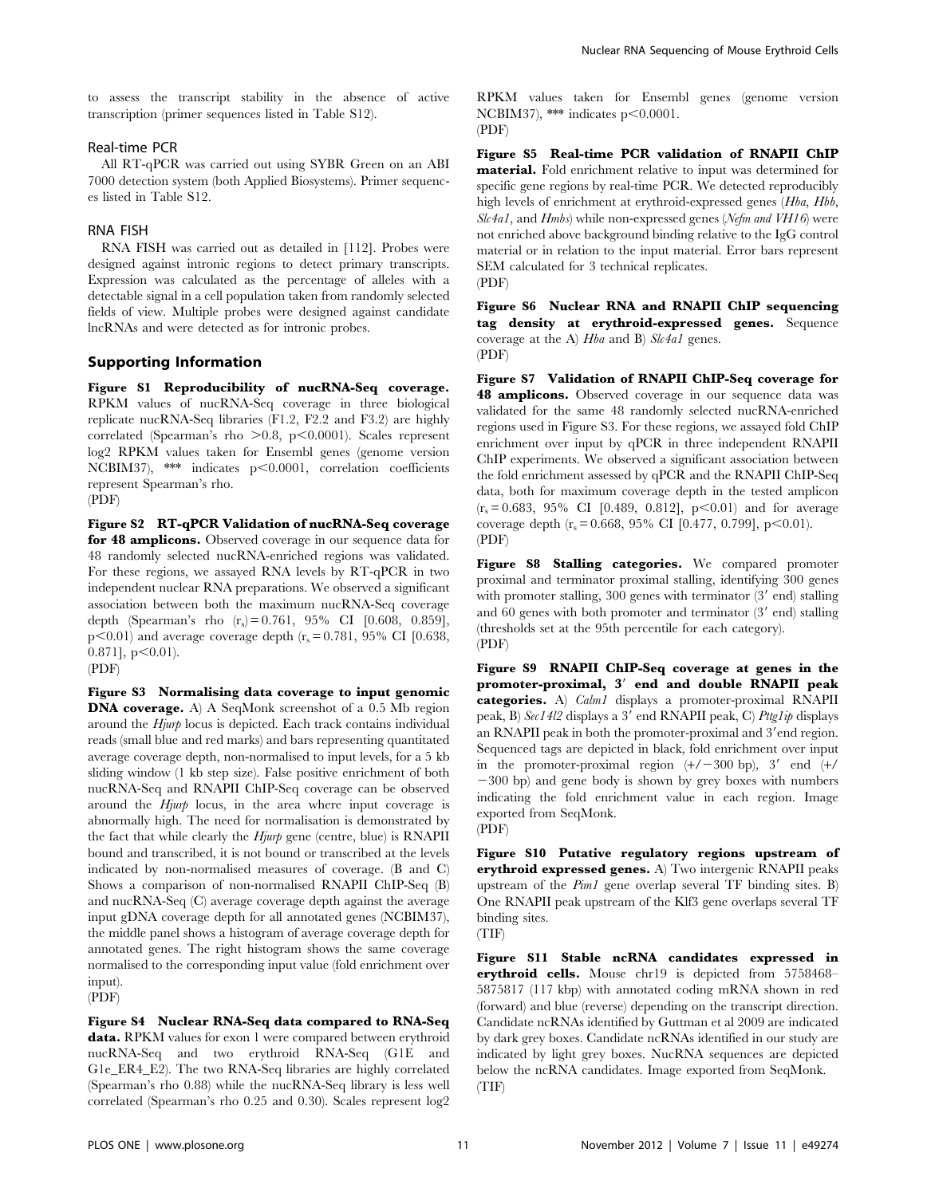to assess the transcript stability in the absence of active transcription (primer sequences listed in Table S12).

### Real-time PCR

All RT-qPCR was carried out using SYBR Green on an ABI 7000 detection system (both Applied Biosystems). Primer sequences listed in Table S12.

### RNA FISH

RNA FISH was carried out as detailed in [112]. Probes were designed against intronic regions to detect primary transcripts. Expression was calculated as the percentage of alleles with a detectable signal in a cell population taken from randomly selected fields of view. Multiple probes were designed against candidate lncRNAs and were detected as for intronic probes.

## Supporting Information

**Figure S1 Reproducibility of nucRNA-Seq coverage.** RPKM values of nucRNA-Seq coverage in three biological replicate nucRNA-Seq libraries (F1.2, F2.2 and F3.2) are highly correlated (Spearman's rho >0.8, $p<0.0001$). Scales represent log2 RPKM values taken for Ensembl genes (genome version NCBIM37), *** indicates $p<0.0001$, correlation coefficients represent Spearman's rho.
(PDF)

**Figure S2 RT-qPCR Validation of nucRNA-Seq coverage for 48 amplicons.** Observed coverage in our sequence data for 48 randomly selected nucRNA-enriched regions was validated. For these regions, we assayed RNA levels by RT-qPCR in two independent nuclear RNA preparations. We observed a significant association between both the maximum nucRNA-Seq coverage depth (Spearman's rho $(r_s)=0.761$, 95% CI [0.608, 0.859], $p<0.01$) and average coverage depth ($r_s=0.781$, 95% CI [0.638, 0.871], $p<0.01$).
(PDF)

**Figure S3 Normalising data coverage to input genomic DNA coverage.** A) A SeqMonk screenshot of a 0.5 Mb region around the *Hjurp* locus is depicted. Each track contains individual reads (small blue and red marks) and bars representing quantitated average coverage depth, non-normalised to input levels, for a 5 kb sliding window (1 kb step size). False positive enrichment of both nucRNA-Seq and RNAPII ChIP-Seq coverage can be observed around the *Hjurp* locus, in the area where input coverage is abnormally high. The need for normalisation is demonstrated by the fact that while clearly the *Hjurp* gene (centre, blue) is RNAPII bound and transcribed, it is not bound or transcribed at the levels indicated by non-normalised measures of coverage. (B and C) Shows a comparison of non-normalised RNAPII ChIP-Seq (B) and nucRNA-Seq (C) average coverage depth against the average input gDNA coverage depth for all annotated genes (NCBIM37), the middle panel shows a histogram of average coverage depth for annotated genes. The right histogram shows the same coverage normalised to the corresponding input value (fold enrichment over input).
(PDF)

**Figure S4 Nuclear RNA-Seq data compared to RNA-Seq data.** RPKM values for exon 1 were compared between erythroid nucRNA-Seq and two erythroid RNA-Seq (G1E and G1e_ER4_E2). The two RNA-Seq libraries are highly correlated (Spearman's rho 0.88) while the nucRNA-Seq library is less well correlated (Spearman's rho 0.25 and 0.30). Scales represent log2 RPKM values taken for Ensembl genes (genome version NCBIM37), *** indicates $p<0.0001$.
(PDF)

**Figure S5 Real-time PCR validation of RNAPII ChIP material.** Fold enrichment relative to input was determined for specific gene regions by real-time PCR. We detected reproducibly high levels of enrichment at erythroid-expressed genes (*Hba*, *Hbb*, *Slc4a1*, and *Hmbs*) while non-expressed genes (*Nefm and VH16*) were not enriched above background binding relative to the IgG control material or in relation to the input material. Error bars represent SEM calculated for 3 technical replicates.
(PDF)

**Figure S6 Nuclear RNA and RNAPII ChIP sequencing tag density at erythroid-expressed genes.** Sequence coverage at the A) *Hba* and B) *Slc4a1* genes.
(PDF)

**Figure S7 Validation of RNAPII ChIP-Seq coverage for 48 amplicons.** Observed coverage in our sequence data was validated for the same 48 randomly selected nucRNA-enriched regions used in Figure S3. For these regions, we assayed fold ChIP enrichment over input by qPCR in three independent RNAPII ChIP experiments. We observed a significant association between the fold enrichment assessed by qPCR and the RNAPII ChIP-Seq data, both for maximum coverage depth in the tested amplicon ($r_s=0.683$, 95% CI [0.489, 0.812], $p<0.01$) and for average coverage depth ($r_s=0.668$, 95% CI [0.477, 0.799], $p<0.01$).
(PDF)

**Figure S8 Stalling categories.** We compared promoter proximal and terminator proximal stalling, identifying 300 genes with promoter stalling, 300 genes with terminator (3′ end) stalling and 60 genes with both promoter and terminator (3′ end) stalling (thresholds set at the 95th percentile for each category).
(PDF)

**Figure S9 RNAPII ChIP-Seq coverage at genes in the promoter-proximal, 3′ end and double RNAPII peak categories.** A) *Calm1* displays a promoter-proximal RNAPII peak, B) *Sec14l2* displays a 3′ end RNAPII peak, C) *Pttg1ip* displays an RNAPII peak in both the promoter-proximal and 3′end region. Sequenced tags are depicted in black, fold enrichment over input in the promoter-proximal region (+/−300 bp), 3′ end (+/−300 bp) and gene body is shown by grey boxes with numbers indicating the fold enrichment value in each region. Image exported from SeqMonk.
(PDF)

**Figure S10 Putative regulatory regions upstream of erythroid expressed genes.** A) Two intergenic RNAPII peaks upstream of the *Pim1* gene overlap several TF binding sites. B) One RNAPII peak upstream of the Klf3 gene overlaps several TF binding sites.
(TIF)

**Figure S11 Stable ncRNA candidates expressed in erythroid cells.** Mouse chr19 is depicted from 5758468–5875817 (117 kbp) with annotated coding mRNA shown in red (forward) and blue (reverse) depending on the transcript direction. Candidate ncRNAs identified by Guttman et al 2009 are indicated by dark grey boxes. Candidate ncRNAs identified in our study are indicated by light grey boxes. NucRNA sequences are depicted below the ncRNA candidates. Image exported from SeqMonk.
(TIF)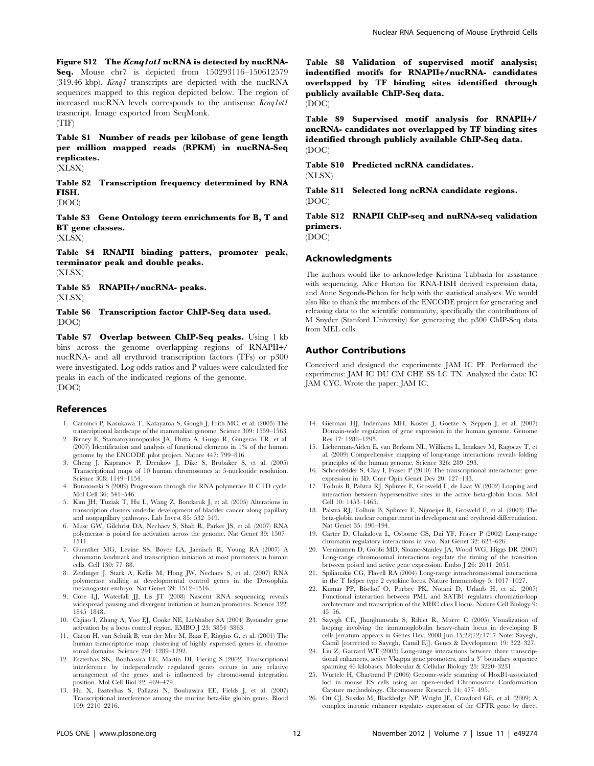**Figure S12 The *Kcnq1ot1* ncRNA is detected by nucRNA-Seq.** Mouse chr7 is depicted from 150293116–150612579 (319.46 kbp). *Kcnq1* transcripts are depicted with the nucRNA sequences mapped to this region depicted below. The region of increased nucRNA levels corresponds to the antisense *Kcnq1ot1* trasncript. Image exported from SeqMonk.
(TIF)

**Table S1 Number of reads per kilobase of gene length per million mapped reads (RPKM) in nucRNA-Seq replicates.**
(XLSX)

**Table S2 Transcription frequency determined by RNA FISH.**
(DOC)

**Table S3 Gene Ontology term enrichments for B, T and BT gene classes.**
(XLSX)

**Table S4 RNAPII binding patters, promoter peak, terminator peak and double peaks.**
(XLSX)

**Table S5 RNAPII+/nucRNA- peaks.**
(XLSX)

**Table S6 Transcription factor ChIP-Seq data used.**
(DOC)

**Table S7 Overlap between ChIP-Seq peaks.** Using 1 kb bins across the genome overlapping regions of RNAPII+/nucRNA- and all erythroid transcription factors (TFs) or p300 were investigated. Log odds ratios and P values were calculated for peaks in each of the indicated regions of the genome.
(DOC)

**Table S8 Validation of supervised motif analysis; indentified motifs for RNAPII+/nucRNA- candidates overlapped by TF binding sites identified through publicly available ChIP-Seq data.**
(DOC)

**Table S9 Supervised motif analysis for RNAPII+/nucRNA- candidates not overlapped by TF binding sites identified through publicly available ChIP-Seq data.**
(DOC)

**Table S10 Predicted ncRNA candidates.**
(XLSX)

**Table S11 Selected long ncRNA candidate regions.**
(DOC)

**Table S12 RNAPII ChIP-seq and nuRNA-seq validation primers.**
(DOC)

## Acknowledgments

The authors would like to acknowledge Kristina Tabbada for assistance with sequencing, Alice Horton for RNA-FISH derived expression data, and Anne Segonds-Pichon for help with the statistical analyses. We would also like to thank the members of the ENCODE project for generating and releasing data to the scientific community, specifically the contributions of M Snyder (Stanford University) for generating the p300 ChIP-Seq data from MEL cells.

## Author Contributions

Conceived and designed the experiments: JAM IC PF. Performed the experiments: JAM IC DU CM CHE SS LC TN. Analyzed the data: IC JAM CYC. Wrote the paper: JAM IC.

## References

1. Carninci P, Kasukawa T, Katayama S, Gough J, Frith MC, et al. (2005) The transcriptional landscape of the mammalian genome. Science 309: 1559–1563.
2. Birney E, Stamatoyannopoulos JA, Dutta A, Guigo R, Gingeras TR, et al. (2007) Identification and analysis of functional elements in 1% of the human genome by the ENCODE pilot project. Nature 447: 799–816.
3. Cheng J, Kapranov P, Drenkow J, Dike S, Brubaker S, et al. (2005) Transcriptional maps of 10 human chromosomes at 5-nucleotide resolution. Science 308: 1149–1154.
4. Buratowski S (2009) Progression through the RNA polymerase II CTD cycle. Mol Cell 36: 541–546.
5. Kim JH, Tuziak T, Hu L, Wang Z, Bondaruk J, et al. (2005) Alterations in transcription clusters underlie development of bladder cancer along papillary and nonpapillary pathways. Lab Invest 85: 532–549.
6. Muse GW, Gilchrist DA, Nechaev S, Shah R, Parker JS, et al. (2007) RNA polymerase is poised for activation across the genome. Nat Genet 39: 1507–1511.
7. Guenther MG, Levine SS, Boyer LA, Jaenisch R, Young RA (2007) A chromatin landmark and transcription initiation at most promoters in human cells. Cell 130: 77–88.
8. Zeitlinger J, Stark A, Kellis M, Hong JW, Nechaev S, et al. (2007) RNA polymerase stalling at developmental control genes in the Drosophila melanogaster embryo. Nat Genet 39: 1512–1516.
9. Core LJ, Waterfall JJ, Lis JT (2008) Nascent RNA sequencing reveals widespread pausing and divergent initiation at human promoters. Science 322: 1845–1848.
10. Cajiao I, Zhang A, Yoo EJ, Cooke NE, Liebhaber SA (2004) Bystander gene activation by a locus control region. EMBO J 23: 3854–3863.
11. Caron H, van Schaik B, van der Mee M, Baas F, Riggins G, et al. (2001) The human transcriptome map: clustering of highly expressed genes in chromosomal domains. Science 291: 1289–1292.
12. Eszterhas SK, Bouhassira EE, Martin DI, Fiering S (2002) Transcriptional interference by independently regulated genes occurs in any relative arrangement of the genes and is influenced by chromosomal integration position. Mol Cell Biol 22: 469–479.
13. Hu X, Eszterhas S, Pallazzi N, Bouhassira EE, Fields J, et al. (2007) Transcriptional interference among the murine beta-like globin genes. Blood 109: 2210–2216.
14. Gierman HJ, Indemans MH, Koster J, Goetze S, Seppen J, et al. (2007) Domain-wide regulation of gene expression in the human genome. Genome Res 17: 1286–1295.
15. Lieberman-Aiden E, van Berkum NL, Williams L, Imakaev M, Ragoczy T, et al. (2009) Comprehensive mapping of long-range interactions reveals folding principles of the human genome. Science 326: 289–293.
16. Schoenfelder S, Clay I, Fraser P (2010) The transcriptional interactome: gene expression in 3D. Curr Opin Genet Dev 20: 127–133.
17. Tolhuis B, Palstra RJ, Splinter E, Grosveld F, de Laat W (2002) Looping and interaction between hypersensitive sites in the active beta-globin locus. Mol Cell 10: 1453–1465.
18. Palstra RJ, Tolhuis B, Splinter E, Nijmeijer R, Grosveld F, et al. (2003) The beta-globin nuclear compartment in development and erythroid differentiation. Nat Genet 35: 190–194.
19. Carter D, Chakalova L, Osborne CS, Dai YF, Fraser P (2002) Long-range chromatin regulatory interactions in vivo. Nat Genet 32: 623–626.
20. Vernimmen D, Gobbi MD, Sloane-Stanley JA, Wood WG, Higgs DR (2007) Long-range chromosomal interactions regulate the timing of the transition between poised and active gene expression. Embo J 26: 2041–2051.
21. Spilianakis CG, Flavell RA (2004) Long-range intrachromosomal interactions in the T helper type 2 cytokine locus. Nature Immunology 5: 1017–1027.
22. Kumar PP, Bischof O, Purbey PK, Notani D, Urlaub H, et al. (2007) Functional interaction between PML and SATB1 regulates chromatin-loop architecture and transcription of the MHC class I locus. Nature Cell Biology 9: 45–56.
23. Sayegh CE, Jhunjhunwala S, Riblet R, Murre C (2005) Visualization of looping involving the immunoglobulin heavy-chain locus in developing B cells.[erratum appears in Genes Dev. 2008 Jun 15;22(12):1717 Note: Sayegh, Camil [corrected to Sayegh, Camil E]]. Genes & Development 19: 322–327.
24. Liu Z, Garrard WT (2005) Long-range interactions between three transcriptional enhancers, active Vkappa gene promoters, and a 3′ boundary sequence spanning 46 kilobases. Molecular & Cellular Biology 25: 3220–3231.
25. Wurtele H, Chartrand P (2006) Genome-wide scanning of HoxB1-associated loci in mouse ES cells using an open-ended Chromosome Conformation Capture methodology. Chromosome Research 14: 477–495.
26. Ott CJ, Suszko M, Blackledge NP, Wright JE, Crawford GE, et al. (2009) A complex intronic enhancer regulates expression of the CFTR gene by direct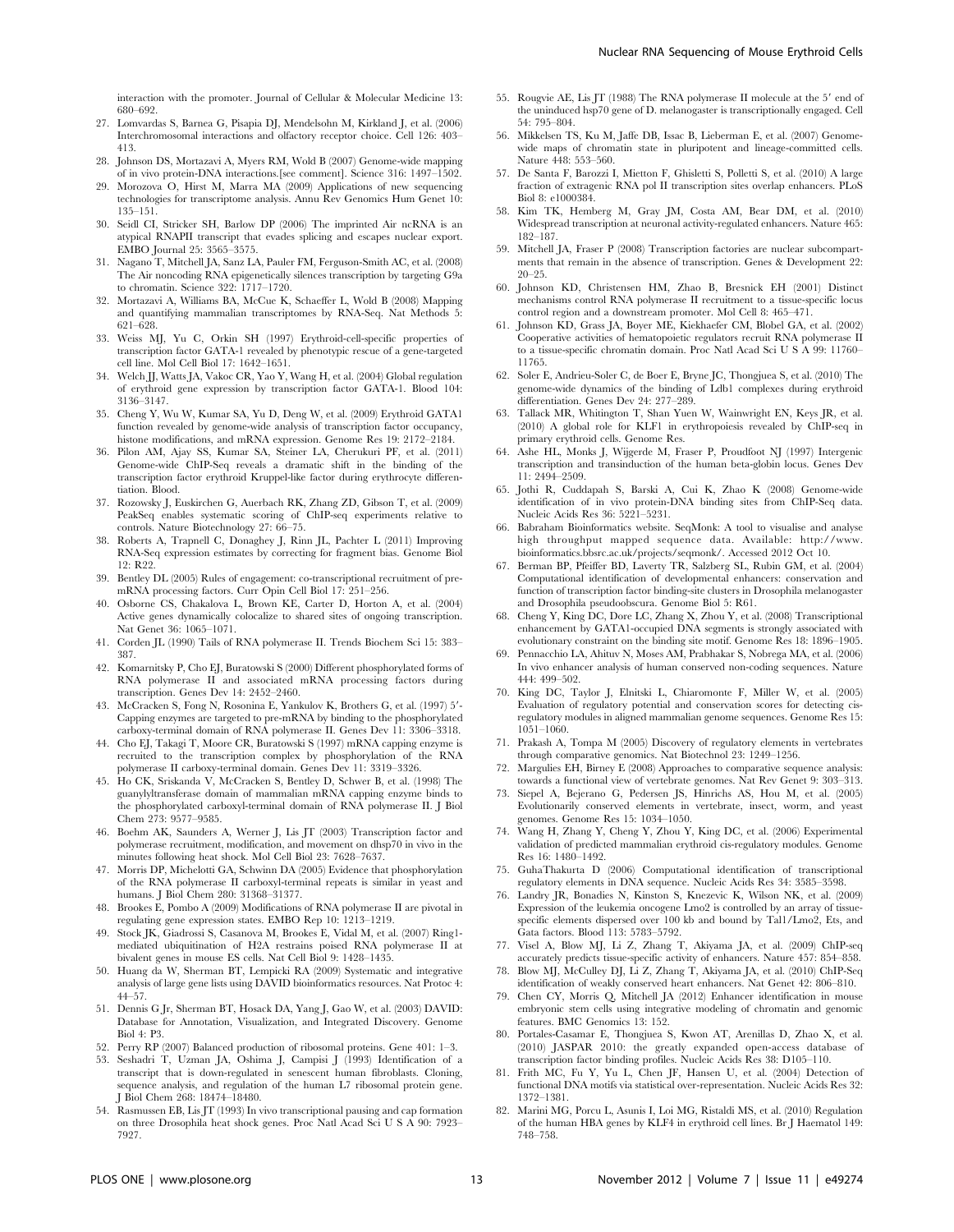interaction with the promoter. Journal of Cellular & Molecular Medicine 13: 680–692.

27. Lomvardas S, Barnea G, Pisapia DJ, Mendelsohn M, Kirkland J, et al. (2006) Interchromosomal interactions and olfactory receptor choice. Cell 126: 403–413.
28. Johnson DS, Mortazavi A, Myers RM, Wold B (2007) Genome-wide mapping of in vivo protein-DNA interactions.[see comment]. Science 316: 1497–1502.
29. Morozova O, Hirst M, Marra MA (2009) Applications of new sequencing technologies for transcriptome analysis. Annu Rev Genomics Hum Genet 10: 135–151.
30. Seidl CI, Stricker SH, Barlow DP (2006) The imprinted Air ncRNA is an atypical RNAPII transcript that evades splicing and escapes nuclear export. EMBO Journal 25: 3565–3575.
31. Nagano T, Mitchell JA, Sanz LA, Pauler FM, Ferguson-Smith AC, et al. (2008) The Air noncoding RNA epigenetically silences transcription by targeting G9a to chromatin. Science 322: 1717–1720.
32. Mortazavi A, Williams BA, McCue K, Schaeffer L, Wold B (2008) Mapping and quantifying mammalian transcriptomes by RNA-Seq. Nat Methods 5: 621–628.
33. Weiss MJ, Yu C, Orkin SH (1997) Erythroid-cell-specific properties of transcription factor GATA-1 revealed by phenotypic rescue of a gene-targeted cell line. Mol Cell Biol 17: 1642–1651.
34. Welch JJ, Watts JA, Vakoc CR, Yao Y, Wang H, et al. (2004) Global regulation of erythroid gene expression by transcription factor GATA-1. Blood 104: 3136–3147.
35. Cheng Y, Wu W, Kumar SA, Yu D, Deng W, et al. (2009) Erythroid GATA1 function revealed by genome-wide analysis of transcription factor occupancy, histone modifications, and mRNA expression. Genome Res 19: 2172–2184.
36. Pilon AM, Ajay SS, Kumar SA, Steiner LA, Cherukuri PF, et al. (2011) Genome-wide ChIP-Seq reveals a dramatic shift in the binding of the transcription factor erythroid Kruppel-like factor during erythrocyte differentiation. Blood.
37. Rozowsky J, Euskirchen G, Auerbach RK, Zhang ZD, Gibson T, et al. (2009) PeakSeq enables systematic scoring of ChIP-seq experiments relative to controls. Nature Biotechnology 27: 66–75.
38. Roberts A, Trapnell C, Donaghey J, Rinn JL, Pachter L (2011) Improving RNA-Seq expression estimates by correcting for fragment bias. Genome Biol 12: R22.
39. Bentley DL (2005) Rules of engagement: co-transcriptional recruitment of pre-mRNA processing factors. Curr Opin Cell Biol 17: 251–256.
40. Osborne CS, Chakalova L, Brown KE, Carter D, Horton A, et al. (2004) Active genes dynamically colocalize to shared sites of ongoing transcription. Nat Genet 36: 1065–1071.
41. Corden JL (1990) Tails of RNA polymerase II. Trends Biochem Sci 15: 383–387.
42. Komarnitsky P, Cho EJ, Buratowski S (2000) Different phosphorylated forms of RNA polymerase II and associated mRNA processing factors during transcription. Genes Dev 14: 2452–2460.
43. McCracken S, Fong N, Rosonina E, Yankulov K, Brothers G, et al. (1997) 5′-Capping enzymes are targeted to pre-mRNA by binding to the phosphorylated carboxy-terminal domain of RNA polymerase II. Genes Dev 11: 3306–3318.
44. Cho EJ, Takagi T, Moore CR, Buratowski S (1997) mRNA capping enzyme is recruited to the transcription complex by phosphorylation of the RNA polymerase II carboxy-terminal domain. Genes Dev 11: 3319–3326.
45. Ho CK, Sriskanda V, McCracken S, Bentley D, Schwer B, et al. (1998) The guanylyltransferase domain of mammalian mRNA capping enzyme binds to the phosphorylated carboxyl-terminal domain of RNA polymerase II. J Biol Chem 273: 9577–9585.
46. Boehm AK, Saunders A, Werner J, Lis JT (2003) Transcription factor and polymerase recruitment, modification, and movement on dhsp70 in vivo in the minutes following heat shock. Mol Cell Biol 23: 7628–7637.
47. Morris DP, Michelotti GA, Schwinn DA (2005) Evidence that phosphorylation of the RNA polymerase II carboxyl-terminal repeats is similar in yeast and humans. J Biol Chem 280: 31368–31377.
48. Brookes E, Pombo A (2009) Modifications of RNA polymerase II are pivotal in regulating gene expression states. EMBO Rep 10: 1213–1219.
49. Stock JK, Giadrossi S, Casanova M, Brookes E, Vidal M, et al. (2007) Ring1-mediated ubiquitination of H2A restrains poised RNA polymerase II at bivalent genes in mouse ES cells. Nat Cell Biol 9: 1428–1435.
50. Huang da W, Sherman BT, Lempicki RA (2009) Systematic and integrative analysis of large gene lists using DAVID bioinformatics resources. Nat Protoc 4: 44–57.
51. Dennis G Jr, Sherman BT, Hosack DA, Yang J, Gao W, et al. (2003) DAVID: Database for Annotation, Visualization, and Integrated Discovery. Genome Biol 4: P3.
52. Perry RP (2007) Balanced production of ribosomal proteins. Gene 401: 1–3.
53. Seshadri T, Uzman JA, Oshima J, Campisi J (1993) Identification of a transcript that is down-regulated in senescent human fibroblasts. Cloning, sequence analysis, and regulation of the human L7 ribosomal protein gene. J Biol Chem 268: 18474–18480.
54. Rasmussen EB, Lis JT (1993) In vivo transcriptional pausing and cap formation on three Drosophila heat shock genes. Proc Natl Acad Sci U S A 90: 7923–7927.
55. Rougvie AE, Lis JT (1988) The RNA polymerase II molecule at the 5′ end of the uninduced hsp70 gene of D. melanogaster is transcriptionally engaged. Cell 54: 795–804.
56. Mikkelsen TS, Ku M, Jaffe DB, Issac B, Lieberman E, et al. (2007) Genome-wide maps of chromatin state in pluripotent and lineage-committed cells. Nature 448: 553–560.
57. De Santa F, Barozzi I, Mietton F, Ghisletti S, Polletti S, et al. (2010) A large fraction of extragenic RNA pol II transcription sites overlap enhancers. PLoS Biol 8: e1000384.
58. Kim TK, Hemberg M, Gray JM, Costa AM, Bear DM, et al. (2010) Widespread transcription at neuronal activity-regulated enhancers. Nature 465: 182–187.
59. Mitchell JA, Fraser P (2008) Transcription factories are nuclear subcompartments that remain in the absence of transcription. Genes & Development 22: 20–25.
60. Johnson KD, Christensen HM, Zhao B, Bresnick EH (2001) Distinct mechanisms control RNA polymerase II recruitment to a tissue-specific locus control region and a downstream promoter. Mol Cell 8: 465–471.
61. Johnson KD, Grass JA, Boyer ME, Kiekhaefer CM, Blobel GA, et al. (2002) Cooperative activities of hematopoietic regulators recruit RNA polymerase II to a tissue-specific chromatin domain. Proc Natl Acad Sci U S A 99: 11760–11765.
62. Soler E, Andrieu-Soler C, de Boer E, Bryne JC, Thongjuea S, et al. (2010) The genome-wide dynamics of the binding of Ldb1 complexes during erythroid differentiation. Genes Dev 24: 277–289.
63. Tallack MR, Whitington T, Shan Yuen W, Wainwright EN, Keys JR, et al. (2010) A global role for KLF1 in erythropoiesis revealed by ChIP-seq in primary erythroid cells. Genome Res.
64. Ashe HL, Monks J, Wijgerde M, Fraser P, Proudfoot NJ (1997) Intergenic transcription and transinduction of the human beta-globin locus. Genes Dev 11: 2494–2509.
65. Jothi R, Cuddapah S, Barski A, Cui K, Zhao K (2008) Genome-wide identification of in vivo protein-DNA binding sites from ChIP-Seq data. Nucleic Acids Res 36: 5221–5231.
66. Babraham Bioinformatics website. SeqMonk: A tool to visualise and analyse high throughput mapped sequence data. Available: http://www.bioinformatics.bbsrc.ac.uk/projects/seqmonk/. Accessed 2012 Oct 10.
67. Berman BP, Pfeiffer BD, Laverty TR, Salzberg SL, Rubin GM, et al. (2004) Computational identification of developmental enhancers: conservation and function of transcription factor binding-site clusters in Drosophila melanogaster and Drosophila pseudoobscura. Genome Biol 5: R61.
68. Cheng Y, King DC, Dore LC, Zhang X, Zhou Y, et al. (2008) Transcriptional enhancement by GATA1-occupied DNA segments is strongly associated with evolutionary constraint on the binding site motif. Genome Res 18: 1896–1905.
69. Pennacchio LA, Ahituv N, Moses AM, Prabhakar S, Nobrega MA, et al. (2006) In vivo enhancer analysis of human conserved non-coding sequences. Nature 444: 499–502.
70. King DC, Taylor J, Elnitski L, Chiaromonte F, Miller W, et al. (2005) Evaluation of regulatory potential and conservation scores for detecting cis-regulatory modules in aligned mammalian genome sequences. Genome Res 15: 1051–1060.
71. Prakash A, Tompa M (2005) Discovery of regulatory elements in vertebrates through comparative genomics. Nat Biotechnol 23: 1249–1256.
72. Margulies EH, Birney E (2008) Approaches to comparative sequence analysis: towards a functional view of vertebrate genomes. Nat Rev Genet 9: 303–313.
73. Siepel A, Bejerano G, Pedersen JS, Hinrichs AS, Hou M, et al. (2005) Evolutionarily conserved elements in vertebrate, insect, worm, and yeast genomes. Genome Res 15: 1034–1050.
74. Wang H, Zhang Y, Cheng Y, Zhou Y, King DC, et al. (2006) Experimental validation of predicted mammalian erythroid cis-regulatory modules. Genome Res 16: 1480–1492.
75. GuhaThakurta D (2006) Computational identification of transcriptional regulatory elements in DNA sequence. Nucleic Acids Res 34: 3585–3598.
76. Landry JR, Bonadies N, Kinston S, Knezevic K, Wilson NK, et al. (2009) Expression of the leukemia oncogene Lmo2 is controlled by an array of tissue-specific elements dispersed over 100 kb and bound by Tal1/Lmo2, Ets, and Gata factors. Blood 113: 5783–5792.
77. Visel A, Blow MJ, Li Z, Zhang T, Akiyama JA, et al. (2009) ChIP-seq accurately predicts tissue-specific activity of enhancers. Nature 457: 854–858.
78. Blow MJ, McCulley DJ, Li Z, Zhang T, Akiyama JA, et al. (2010) ChIP-Seq identification of weakly conserved heart enhancers. Nat Genet 42: 806–810.
79. Chen CY, Morris Q, Mitchell JA (2012) Enhancer identification in mouse embryonic stem cells using integrative modeling of chromatin and genomic features. BMC Genomics 13: 152.
80. Portales-Casamar E, Thongjuea S, Kwon AT, Arenillas D, Zhao X, et al. (2010) JASPAR 2010: the greatly expanded open-access database of transcription factor binding profiles. Nucleic Acids Res 38: D105–110.
81. Frith MC, Fu Y, Yu L, Chen JF, Hansen U, et al. (2004) Detection of functional DNA motifs via statistical over-representation. Nucleic Acids Res 32: 1372–1381.
82. Marini MG, Porcu L, Asunis I, Loi MG, Ristaldi MS, et al. (2010) Regulation of the human HBA genes by KLF4 in erythroid cell lines. Br J Haematol 149: 748–758.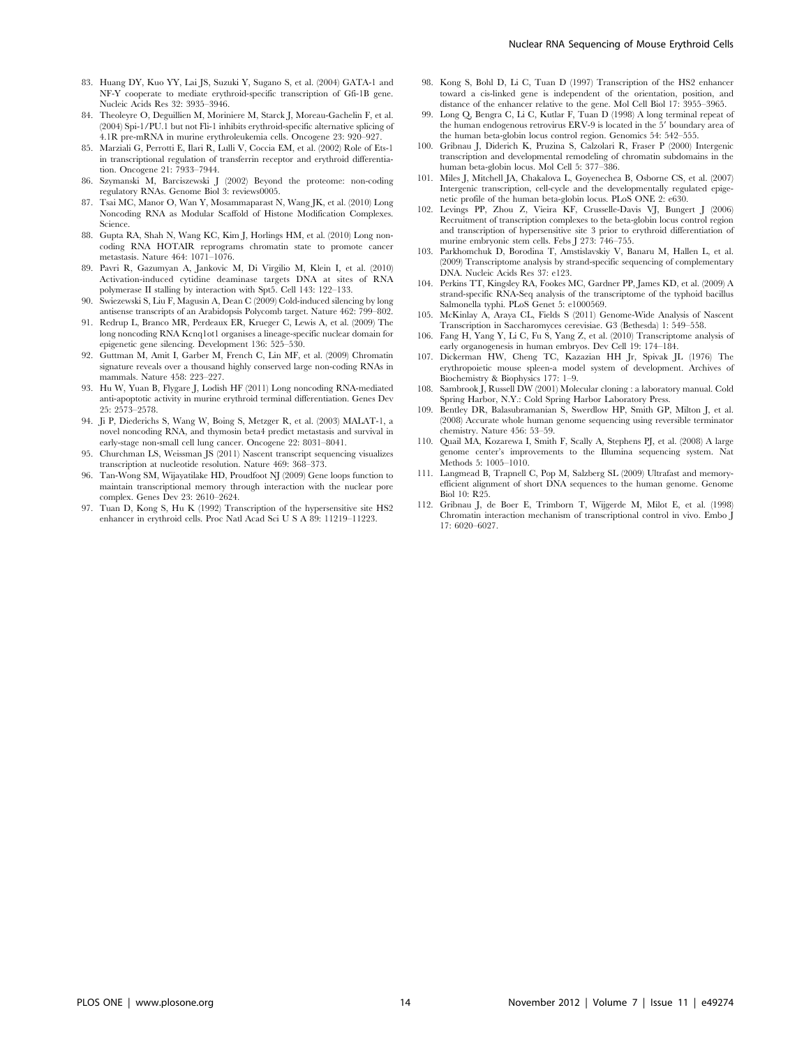83. Huang DY, Kuo YY, Lai JS, Suzuki Y, Sugano S, et al. (2004) GATA-1 and NF-Y cooperate to mediate erythroid-specific transcription of Gfi-1B gene. Nucleic Acids Res 32: 3935–3946.
84. Theoleyre O, Deguillien M, Moriniere M, Starck J, Moreau-Gachelin F, et al. (2004) Spi-1/PU.1 but not Fli-1 inhibits erythroid-specific alternative splicing of 4.1R pre-mRNA in murine erythroleukemia cells. Oncogene 23: 920–927.
85. Marziali G, Perrotti E, Ilari R, Lulli V, Coccia EM, et al. (2002) Role of Ets-1 in transcriptional regulation of transferrin receptor and erythroid differentiation. Oncogene 21: 7933–7944.
86. Szymanski M, Barciszewski J (2002) Beyond the proteome: non-coding regulatory RNAs. Genome Biol 3: reviews0005.
87. Tsai MC, Manor O, Wan Y, Mosammaparast N, Wang JK, et al. (2010) Long Noncoding RNA as Modular Scaffold of Histone Modification Complexes. Science.
88. Gupta RA, Shah N, Wang KC, Kim J, Horlings HM, et al. (2010) Long non-coding RNA HOTAIR reprograms chromatin state to promote cancer metastasis. Nature 464: 1071–1076.
89. Pavri R, Gazumyan A, Jankovic M, Di Virgilio M, Klein I, et al. (2010) Activation-induced cytidine deaminase targets DNA at sites of RNA polymerase II stalling by interaction with Spt5. Cell 143: 122–133.
90. Swiezewski S, Liu F, Magusin A, Dean C (2009) Cold-induced silencing by long antisense transcripts of an Arabidopsis Polycomb target. Nature 462: 799–802.
91. Redrup L, Branco MR, Perdeaux ER, Krueger C, Lewis A, et al. (2009) The long noncoding RNA Kcnq1ot1 organises a lineage-specific nuclear domain for epigenetic gene silencing. Development 136: 525–530.
92. Guttman M, Amit I, Garber M, French C, Lin MF, et al. (2009) Chromatin signature reveals over a thousand highly conserved large non-coding RNAs in mammals. Nature 458: 223–227.
93. Hu W, Yuan B, Flygare J, Lodish HF (2011) Long noncoding RNA-mediated anti-apoptotic activity in murine erythroid terminal differentiation. Genes Dev 25: 2573–2578.
94. Ji P, Diederichs S, Wang W, Boing S, Metzger R, et al. (2003) MALAT-1, a novel noncoding RNA, and thymosin beta4 predict metastasis and survival in early-stage non-small cell lung cancer. Oncogene 22: 8031–8041.
95. Churchman LS, Weissman JS (2011) Nascent transcript sequencing visualizes transcription at nucleotide resolution. Nature 469: 368–373.
96. Tan-Wong SM, Wijayatilake HD, Proudfoot NJ (2009) Gene loops function to maintain transcriptional memory through interaction with the nuclear pore complex. Genes Dev 23: 2610–2624.
97. Tuan D, Kong S, Hu K (1992) Transcription of the hypersensitive site HS2 enhancer in erythroid cells. Proc Natl Acad Sci U S A 89: 11219–11223.
98. Kong S, Bohl D, Li C, Tuan D (1997) Transcription of the HS2 enhancer toward a cis-linked gene is independent of the orientation, position, and distance of the enhancer relative to the gene. Mol Cell Biol 17: 3955–3965.
99. Long Q, Bengra C, Li C, Kutlar F, Tuan D (1998) A long terminal repeat of the human endogenous retrovirus ERV-9 is located in the 5′ boundary area of the human beta-globin locus control region. Genomics 54: 542–555.
100. Gribnau J, Diderich K, Pruzina S, Calzolari R, Fraser P (2000) Intergenic transcription and developmental remodeling of chromatin subdomains in the human beta-globin locus. Mol Cell 5: 377–386.
101. Miles J, Mitchell JA, Chakalova L, Goyenechea B, Osborne CS, et al. (2007) Intergenic transcription, cell-cycle and the developmentally regulated epigenetic profile of the human beta-globin locus. PLoS ONE 2: e630.
102. Levings PP, Zhou Z, Vieira KF, Crusselle-Davis VJ, Bungert J (2006) Recruitment of transcription complexes to the beta-globin locus control region and transcription of hypersensitive site 3 prior to erythroid differentiation of murine embryonic stem cells. Febs J 273: 746–755.
103. Parkhomchuk D, Borodina T, Amstislavskiy V, Banaru M, Hallen L, et al. (2009) Transcriptome analysis by strand-specific sequencing of complementary DNA. Nucleic Acids Res 37: e123.
104. Perkins TT, Kingsley RA, Fookes MC, Gardner PP, James KD, et al. (2009) A strand-specific RNA-Seq analysis of the transcriptome of the typhoid bacillus Salmonella typhi. PLoS Genet 5: e1000569.
105. McKinlay A, Araya CL, Fields S (2011) Genome-Wide Analysis of Nascent Transcription in Saccharomyces cerevisiae. G3 (Bethesda) 1: 549–558.
106. Fang H, Yang Y, Li C, Fu S, Yang Z, et al. (2010) Transcriptome analysis of early organogenesis in human embryos. Dev Cell 19: 174–184.
107. Dickerman HW, Cheng TC, Kazazian HH Jr, Spivak JL (1976) The erythropoietic mouse spleen-a model system of development. Archives of Biochemistry & Biophysics 177: 1–9.
108. Sambrook J, Russell DW (2001) Molecular cloning : a laboratory manual. Cold Spring Harbor, N.Y.: Cold Spring Harbor Laboratory Press.
109. Bentley DR, Balasubramanian S, Swerdlow HP, Smith GP, Milton J, et al. (2008) Accurate whole human genome sequencing using reversible terminator chemistry. Nature 456: 53–59.
110. Quail MA, Kozarewa I, Smith F, Scally A, Stephens PJ, et al. (2008) A large genome center's improvements to the Illumina sequencing system. Nat Methods 5: 1005–1010.
111. Langmead B, Trapnell C, Pop M, Salzberg SL (2009) Ultrafast and memory-efficient alignment of short DNA sequences to the human genome. Genome Biol 10: R25.
112. Gribnau J, de Boer E, Trimborn T, Wijgerde M, Milot E, et al. (1998) Chromatin interaction mechanism of transcriptional control in vivo. Embo J 17: 6020–6027.